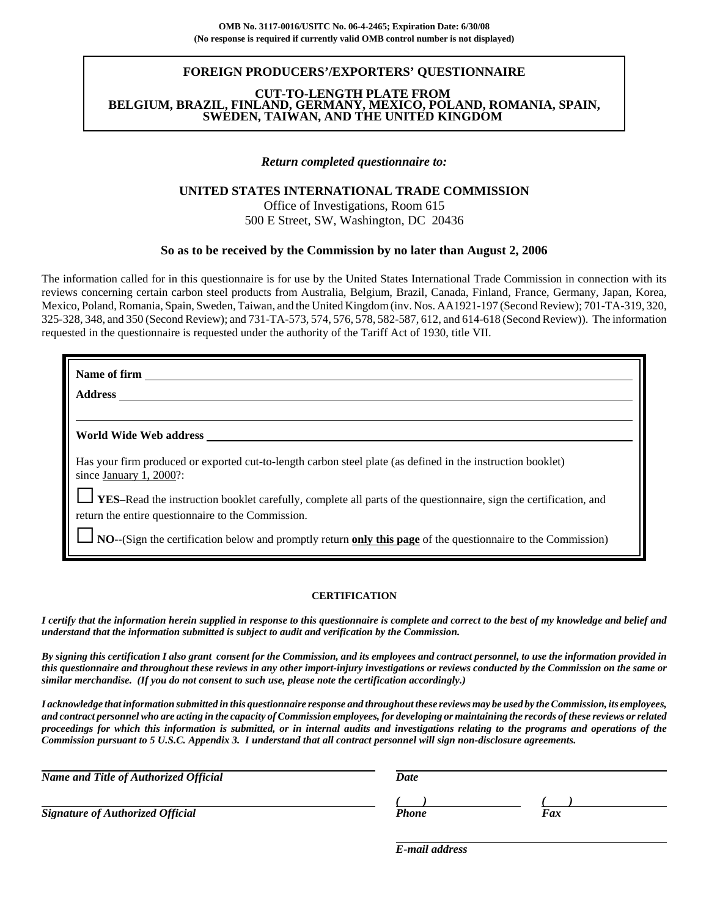**OMB No. 3117-0016/USITC No. 06-4-2465; Expiration Date: 6/30/08**
**(No response is required if currently valid OMB control number is not displayed)**

# FOREIGN PRODUCERS'/EXPORTERS' QUESTIONNAIRE

## CUT-TO-LENGTH PLATE FROM BELGIUM, BRAZIL, FINLAND, GERMANY, MEXICO, POLAND, ROMANIA, SPAIN, SWEDEN, TAIWAN, AND THE UNITED KINGDOM

***Return completed questionnaire to:***

**UNITED STATES INTERNATIONAL TRADE COMMISSION**
Office of Investigations, Room 615
500 E Street, SW, Washington, DC 20436

**So as to be received by the Commission by no later than August 2, 2006**

The information called for in this questionnaire is for use by the United States International Trade Commission in connection with its reviews concerning certain carbon steel products from Australia, Belgium, Brazil, Canada, Finland, France, Germany, Japan, Korea, Mexico, Poland, Romania, Spain, Sweden, Taiwan, and the United Kingdom (inv. Nos. AA1921-197 (Second Review); 701-TA-319, 320, 325-328, 348, and 350 (Second Review); and 731-TA-573, 574, 576, 578, 582-587, 612, and 614-618 (Second Review)). The information requested in the questionnaire is requested under the authority of the Tariff Act of 1930, title VII.

**Name of firm** ______________________________

**Address** ______________________________

______________________________

**World Wide Web address** ______________________________

Has your firm produced or exported cut-to-length carbon steel plate (as defined in the instruction booklet) since January 1, 2000?:

☐ **YES**–Read the instruction booklet carefully, complete all parts of the questionnaire, sign the certification, and return the entire questionnaire to the Commission.

☐ **NO**--(Sign the certification below and promptly return **only this page** of the questionnaire to the Commission)

**CERTIFICATION**

***I certify that the information herein supplied in response to this questionnaire is complete and correct to the best of my knowledge and belief and understand that the information submitted is subject to audit and verification by the Commission.***

***By signing this certification I also grant consent for the Commission, and its employees and contract personnel, to use the information provided in this questionnaire and throughout these reviews in any other import-injury investigations or reviews conducted by the Commission on the same or similar merchandise. (If you do not consent to such use, please note the certification accordingly.)***

***I acknowledge that information submitted in this questionnaire response and throughout these reviews may be used by the Commission, its employees, and contract personnel who are acting in the capacity of Commission employees, for developing or maintaining the records of these reviews or related proceedings for which this information is submitted, or in internal audits and investigations relating to the programs and operations of the Commission pursuant to 5 U.S.C. Appendix 3. I understand that all contract personnel will sign non-disclosure agreements.***

______________________________ ______________________________
***Name and Title of Authorized Official*** ***Date***

______________________________ ( ) ______________ ( ) ______________
***Signature of Authorized Official*** ***Phone*** ***Fax***

______________________________
***E-mail address***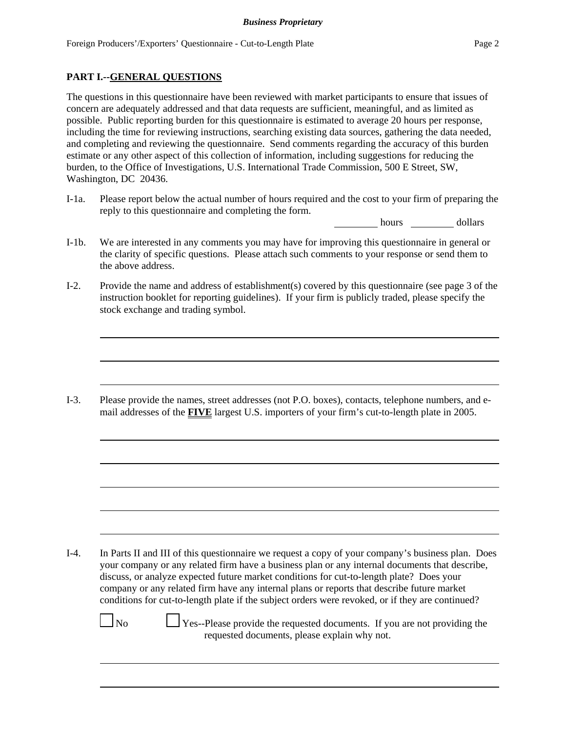## PART I.--GENERAL QUESTIONS

The questions in this questionnaire have been reviewed with market participants to ensure that issues of concern are adequately addressed and that data requests are sufficient, meaningful, and as limited as possible. Public reporting burden for this questionnaire is estimated to average 20 hours per response, including the time for reviewing instructions, searching existing data sources, gathering the data needed, and completing and reviewing the questionnaire. Send comments regarding the accuracy of this burden estimate or any other aspect of this collection of information, including suggestions for reducing the burden, to the Office of Investigations, U.S. International Trade Commission, 500 E Street, SW, Washington, DC 20436.

I-1a. Please report below the actual number of hours required and the cost to your firm of preparing the reply to this questionnaire and completing the form.

_________ hours _________ dollars

I-1b. We are interested in any comments you may have for improving this questionnaire in general or the clarity of specific questions. Please attach such comments to your response or send them to the above address.

I-2. Provide the name and address of establishment(s) covered by this questionnaire (see page 3 of the instruction booklet for reporting guidelines). If your firm is publicly traded, please specify the stock exchange and trading symbol.

I-3. Please provide the names, street addresses (not P.O. boxes), contacts, telephone numbers, and e-mail addresses of the **FIVE** largest U.S. importers of your firm's cut-to-length plate in 2005.

I-4. In Parts II and III of this questionnaire we request a copy of your company's business plan. Does your company or any related firm have a business plan or any internal documents that describe, discuss, or analyze expected future market conditions for cut-to-length plate? Does your company or any related firm have any internal plans or reports that describe future market conditions for cut-to-length plate if the subject orders were revoked, or if they are continued?

☐ No ☐ Yes--Please provide the requested documents. If you are not providing the requested documents, please explain why not.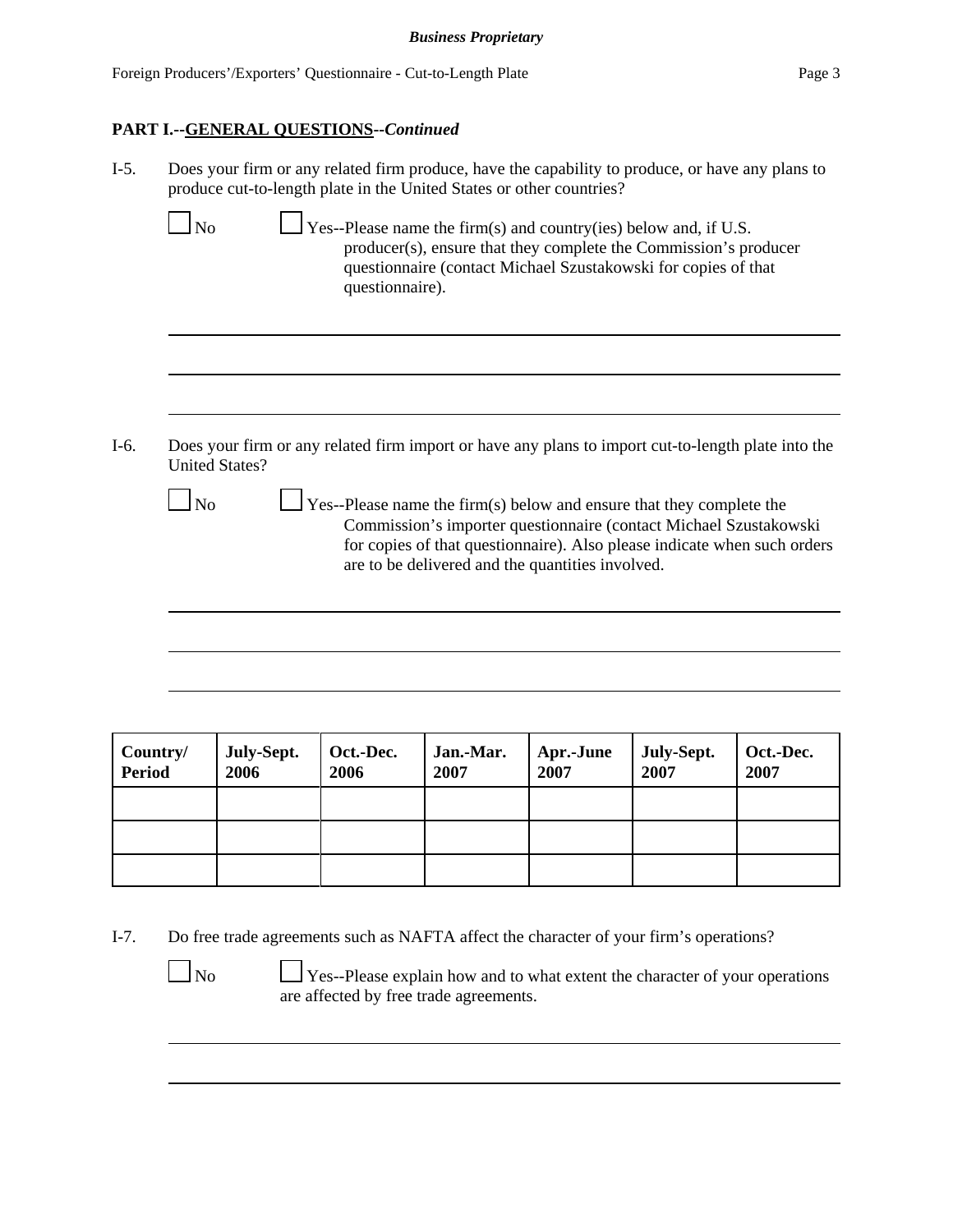**PART I.--GENERAL QUESTIONS--*Continued***

I-5. Does your firm or any related firm produce, have the capability to produce, or have any plans to produce cut-to-length plate in the United States or other countries?

☐ No ☐ Yes--Please name the firm(s) and country(ies) below and, if U.S. producer(s), ensure that they complete the Commission's producer questionnaire (contact Michael Szustakowski for copies of that questionnaire).

I-6. Does your firm or any related firm import or have any plans to import cut-to-length plate into the United States?

☐ No ☐ Yes--Please name the firm(s) below and ensure that they complete the Commission's importer questionnaire (contact Michael Szustakowski for copies of that questionnaire). Also please indicate when such orders are to be delivered and the quantities involved.

| Country/ Period | July-Sept. 2006 | Oct.-Dec. 2006 | Jan.-Mar. 2007 | Apr.-June 2007 | July-Sept. 2007 | Oct.-Dec. 2007 |
|---|---|---|---|---|---|---|
| | | | | | | |
| | | | | | | |
| | | | | | | |

I-7. Do free trade agreements such as NAFTA affect the character of your firm's operations?

☐ No ☐ Yes--Please explain how and to what extent the character of your operations are affected by free trade agreements.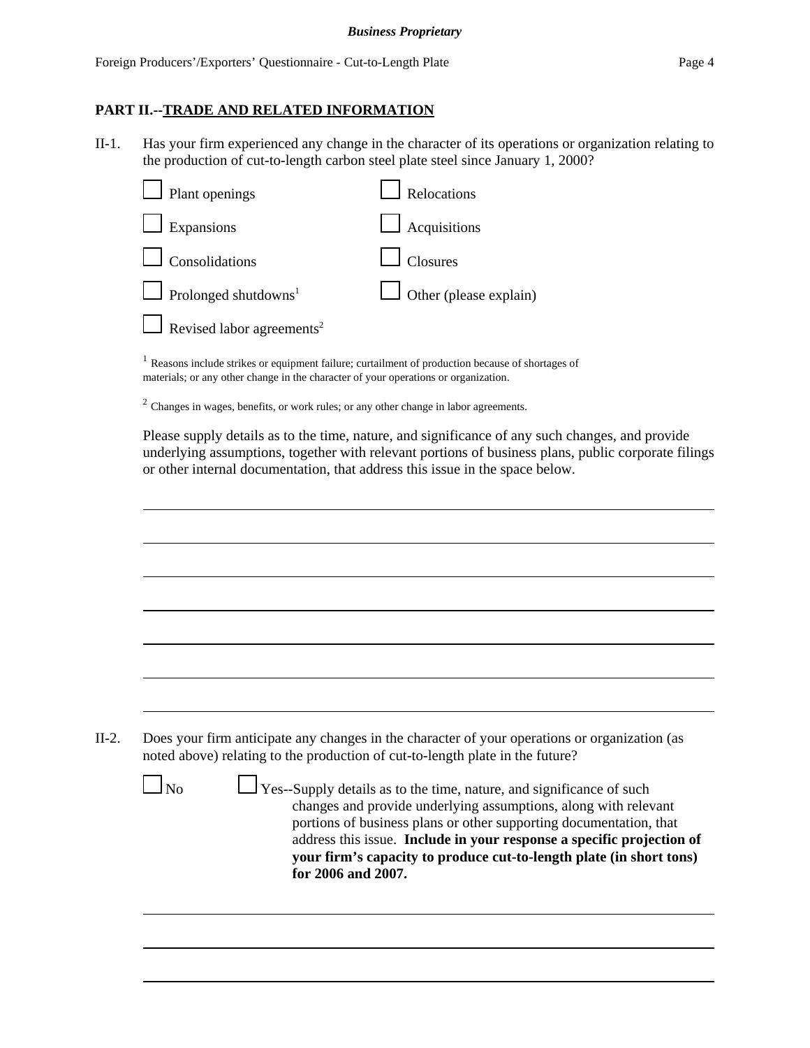## PART II.--TRADE AND RELATED INFORMATION

II-1. Has your firm experienced any change in the character of its operations or organization relating to the production of cut-to-length carbon steel plate steel since January 1, 2000?

- ☐ Plant openings
- ☐ Relocations
- ☐ Expansions
- ☐ Acquisitions
- ☐ Consolidations
- ☐ Closures
- ☐ Prolonged shutdowns[1]
- ☐ Other (please explain)
- ☐ Revised labor agreements[2]

[1] Reasons include strikes or equipment failure; curtailment of production because of shortages of materials; or any other change in the character of your operations or organization.

[2] Changes in wages, benefits, or work rules; or any other change in labor agreements.

Please supply details as to the time, nature, and significance of any such changes, and provide underlying assumptions, together with relevant portions of business plans, public corporate filings or other internal documentation, that address this issue in the space below.

II-2. Does your firm anticipate any changes in the character of your operations or organization (as noted above) relating to the production of cut-to-length plate in the future?

☐ No ☐ Yes--Supply details as to the time, nature, and significance of such changes and provide underlying assumptions, along with relevant portions of business plans or other supporting documentation, that address this issue. **Include in your response a specific projection of your firm's capacity to produce cut-to-length plate (in short tons) for 2006 and 2007.**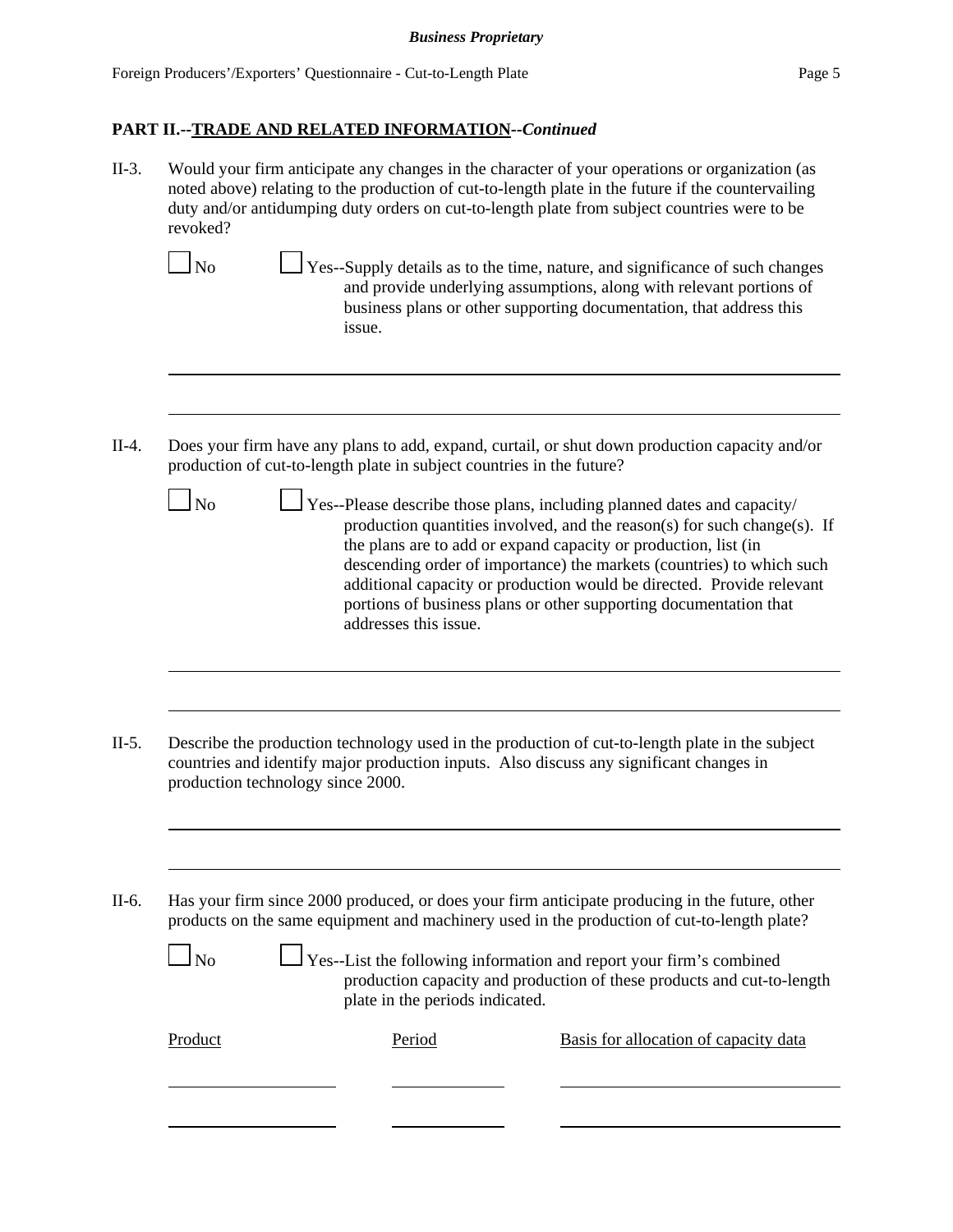## PART II.--TRADE AND RELATED INFORMATION--*Continued*

II-3. Would your firm anticipate any changes in the character of your operations or organization (as noted above) relating to the production of cut-to-length plate in the future if the countervailing duty and/or antidumping duty orders on cut-to-length plate from subject countries were to be revoked?

☐ No ☐ Yes--Supply details as to the time, nature, and significance of such changes and provide underlying assumptions, along with relevant portions of business plans or other supporting documentation, that address this issue.

II-4. Does your firm have any plans to add, expand, curtail, or shut down production capacity and/or production of cut-to-length plate in subject countries in the future?

☐ No ☐ Yes--Please describe those plans, including planned dates and capacity/ production quantities involved, and the reason(s) for such change(s). If the plans are to add or expand capacity or production, list (in descending order of importance) the markets (countries) to which such additional capacity or production would be directed. Provide relevant portions of business plans or other supporting documentation that addresses this issue.

II-5. Describe the production technology used in the production of cut-to-length plate in the subject countries and identify major production inputs. Also discuss any significant changes in production technology since 2000.

II-6. Has your firm since 2000 produced, or does your firm anticipate producing in the future, other products on the same equipment and machinery used in the production of cut-to-length plate?

☐ No ☐ Yes--List the following information and report your firm's combined production capacity and production of these products and cut-to-length plate in the periods indicated.

| Product | Period | Basis for allocation of capacity data |
|---|---|---|
| | | |
| | | |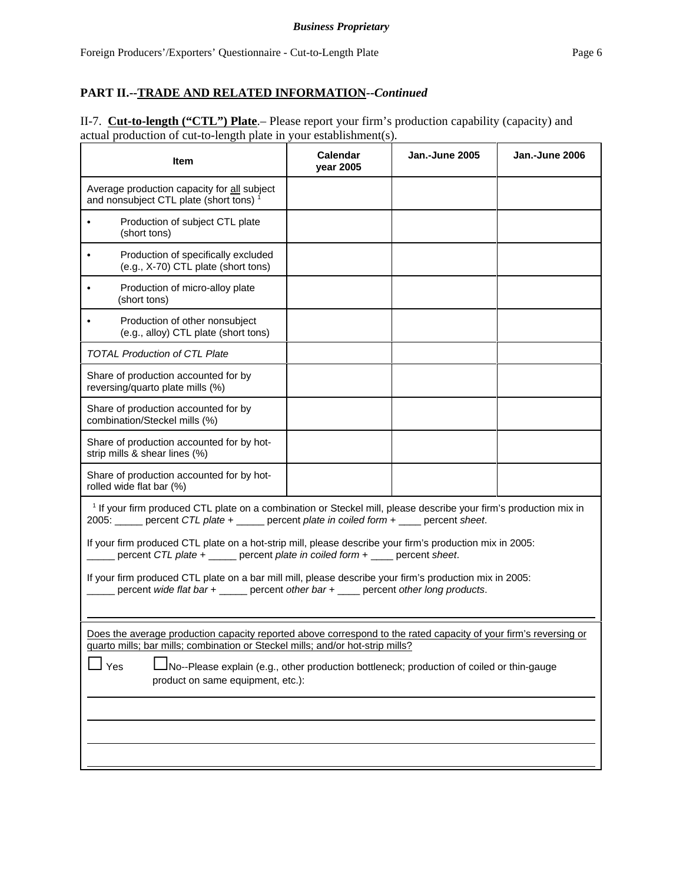**Business Proprietary**

## PART II.--TRADE AND RELATED INFORMATION--*Continued*

II-7. **Cut-to-length ("CTL") Plate**.– Please report your firm's production capability (capacity) and actual production of cut-to-length plate in your establishment(s).

| Item | Calendar year 2005 | Jan.-June 2005 | Jan.-June 2006 |
|---|---|---|---|
| Average production capacity for all subject and nonsubject CTL plate (short tons) [1] | | | |
| • Production of subject CTL plate (short tons) | | | |
| • Production of specifically excluded (e.g., X-70) CTL plate (short tons) | | | |
| • Production of micro-alloy plate (short tons) | | | |
| • Production of other nonsubject (e.g., alloy) CTL plate (short tons) | | | |
| *TOTAL Production of CTL Plate* | | | |
| Share of production accounted for by reversing/quarto plate mills (%) | | | |
| Share of production accounted for by combination/Steckel mills (%) | | | |
| Share of production accounted for by hot-strip mills & shear lines (%) | | | |
| Share of production accounted for by hot-rolled wide flat bar (%) | | | |

[1] If your firm produced CTL plate on a combination or Steckel mill, please describe your firm's production mix in 2005: _____ percent *CTL plate* + _____ percent *plate in coiled form* + ____ percent *sheet*.

If your firm produced CTL plate on a hot-strip mill, please describe your firm's production mix in 2005: _____ percent *CTL plate* + _____ percent *plate in coiled form* + ____ percent *sheet*.

If your firm produced CTL plate on a bar mill mill, please describe your firm's production mix in 2005: _____ percent *wide flat bar* + _____ percent *other bar* + ____ percent *other long products*.

Does the average production capacity reported above correspond to the rated capacity of your firm's reversing or quarto mills; bar mills; combination or Steckel mills; and/or hot-strip mills?

☐ Yes ☐ No--Please explain (e.g., other production bottleneck; production of coiled or thin-gauge product on same equipment, etc.):

_______________________________________________

_______________________________________________

_______________________________________________

_______________________________________________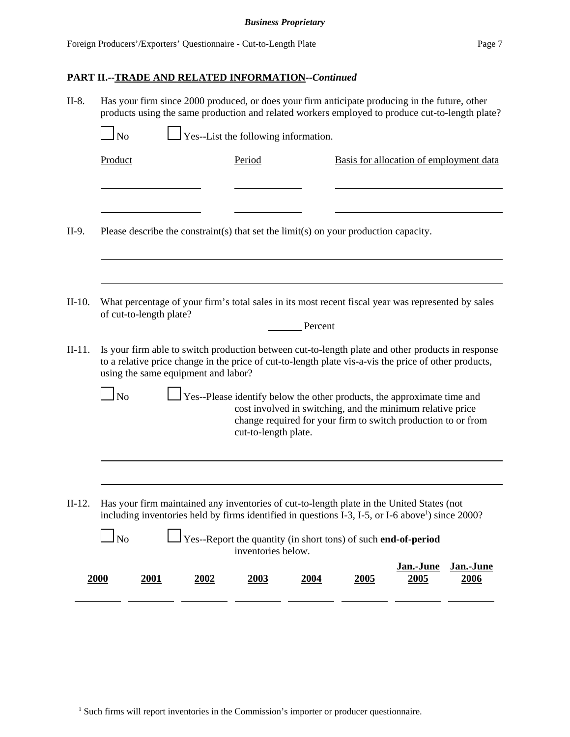**PART II.--TRADE AND RELATED INFORMATION--*Continued***

II-8. Has your firm since 2000 produced, or does your firm anticipate producing in the future, other products using the same production and related workers employed to produce cut-to-length plate?

☐ No ☐ Yes--List the following information.

| Product | Period | Basis for allocation of employment data |
|---|---|---|
| | | |
| | | |

II-9. Please describe the constraint(s) that set the limit(s) on your production capacity.

\_\_\_\_\_\_\_\_\_\_\_\_\_\_\_\_\_\_\_\_\_\_\_\_\_\_\_\_\_\_\_\_\_\_\_\_\_\_\_\_

\_\_\_\_\_\_\_\_\_\_\_\_\_\_\_\_\_\_\_\_\_\_\_\_\_\_\_\_\_\_\_\_\_\_\_\_\_\_\_\_

II-10. What percentage of your firm's total sales in its most recent fiscal year was represented by sales of cut-to-length plate?

\_\_\_\_\_\_ Percent

II-11. Is your firm able to switch production between cut-to-length plate and other products in response to a relative price change in the price of cut-to-length plate vis-a-vis the price of other products, using the same equipment and labor?

☐ No ☐ Yes--Please identify below the other products, the approximate time and cost involved in switching, and the minimum relative price change required for your firm to switch production to or from cut-to-length plate.

\_\_\_\_\_\_\_\_\_\_\_\_\_\_\_\_\_\_\_\_\_\_\_\_\_\_\_\_\_\_\_\_\_\_\_\_\_\_\_\_

\_\_\_\_\_\_\_\_\_\_\_\_\_\_\_\_\_\_\_\_\_\_\_\_\_\_\_\_\_\_\_\_\_\_\_\_\_\_\_\_

II-12. Has your firm maintained any inventories of cut-to-length plate in the United States (not including inventories held by firms identified in questions I-3, I-5, or I-6 above[1]) since 2000?

☐ No ☐ Yes--Report the quantity (in short tons) of such **end-of-period** inventories below.

| **2000** | **2001** | **2002** | **2003** | **2004** | **2005** | **Jan.-June 2005** | **Jan.-June 2006** |
|---|---|---|---|---|---|---|---|
| | | | | | | | |

[1] Such firms will report inventories in the Commission's importer or producer questionnaire.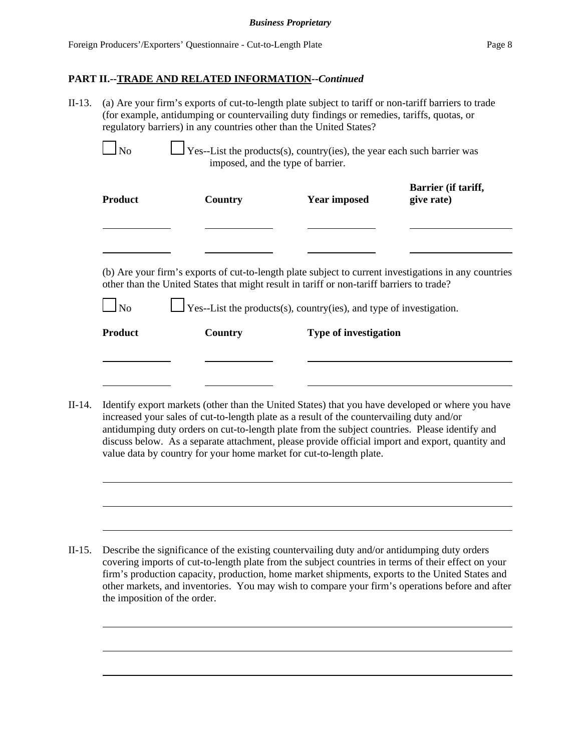## PART II.--TRADE AND RELATED INFORMATION--*Continued*

II-13. (a) Are your firm's exports of cut-to-length plate subject to tariff or non-tariff barriers to trade (for example, antidumping or countervailing duty findings or remedies, tariffs, quotas, or regulatory barriers) in any countries other than the United States?

☐ No ☐ Yes--List the products(s), country(ies), the year each such barrier was imposed, and the type of barrier.

| Product | Country | Year imposed | Barrier (if tariff, give rate) |
|---|---|---|---|
| | | | |
| | | | |

(b) Are your firm's exports of cut-to-length plate subject to current investigations in any countries other than the United States that might result in tariff or non-tariff barriers to trade?

☐ No ☐ Yes--List the products(s), country(ies), and type of investigation.

| Product | Country | Type of investigation |
|---|---|---|
| | | |
| | | |

II-14. Identify export markets (other than the United States) that you have developed or where you have increased your sales of cut-to-length plate as a result of the countervailing duty and/or antidumping duty orders on cut-to-length plate from the subject countries. Please identify and discuss below. As a separate attachment, please provide official import and export, quantity and value data by country for your home market for cut-to-length plate.

II-15. Describe the significance of the existing countervailing duty and/or antidumping duty orders covering imports of cut-to-length plate from the subject countries in terms of their effect on your firm's production capacity, production, home market shipments, exports to the United States and other markets, and inventories. You may wish to compare your firm's operations before and after the imposition of the order.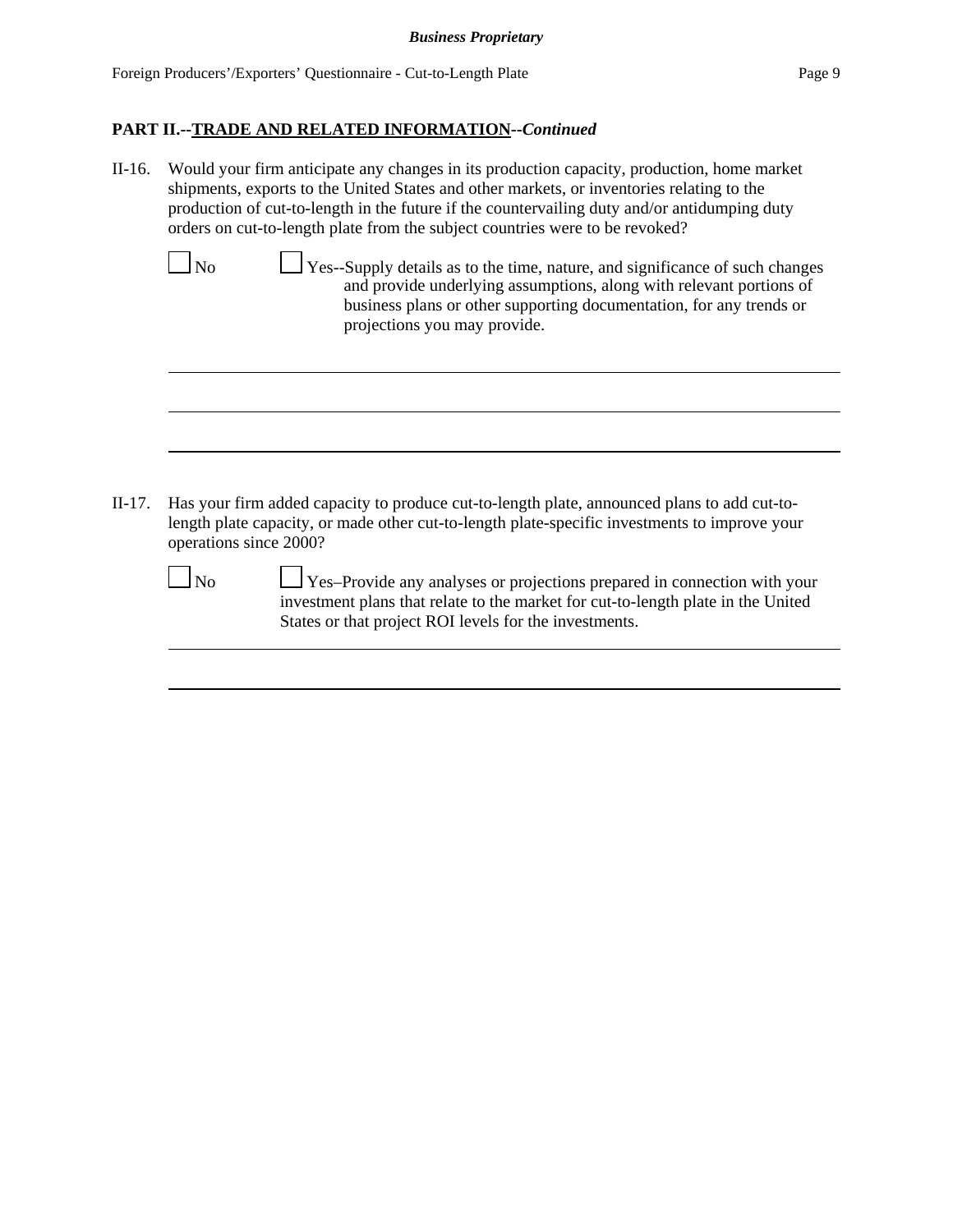**PART II.--TRADE AND RELATED INFORMATION--*Continued***

II-16. Would your firm anticipate any changes in its production capacity, production, home market shipments, exports to the United States and other markets, or inventories relating to the production of cut-to-length in the future if the countervailing duty and/or antidumping duty orders on cut-to-length plate from the subject countries were to be revoked?

☐ No ☐ Yes--Supply details as to the time, nature, and significance of such changes and provide underlying assumptions, along with relevant portions of business plans or other supporting documentation, for any trends or projections you may provide.

______________________________________________________________________

______________________________________________________________________

______________________________________________________________________

II-17. Has your firm added capacity to produce cut-to-length plate, announced plans to add cut-to-length plate capacity, or made other cut-to-length plate-specific investments to improve your operations since 2000?

☐ No ☐ Yes–Provide any analyses or projections prepared in connection with your investment plans that relate to the market for cut-to-length plate in the United States or that project ROI levels for the investments.

______________________________________________________________________

______________________________________________________________________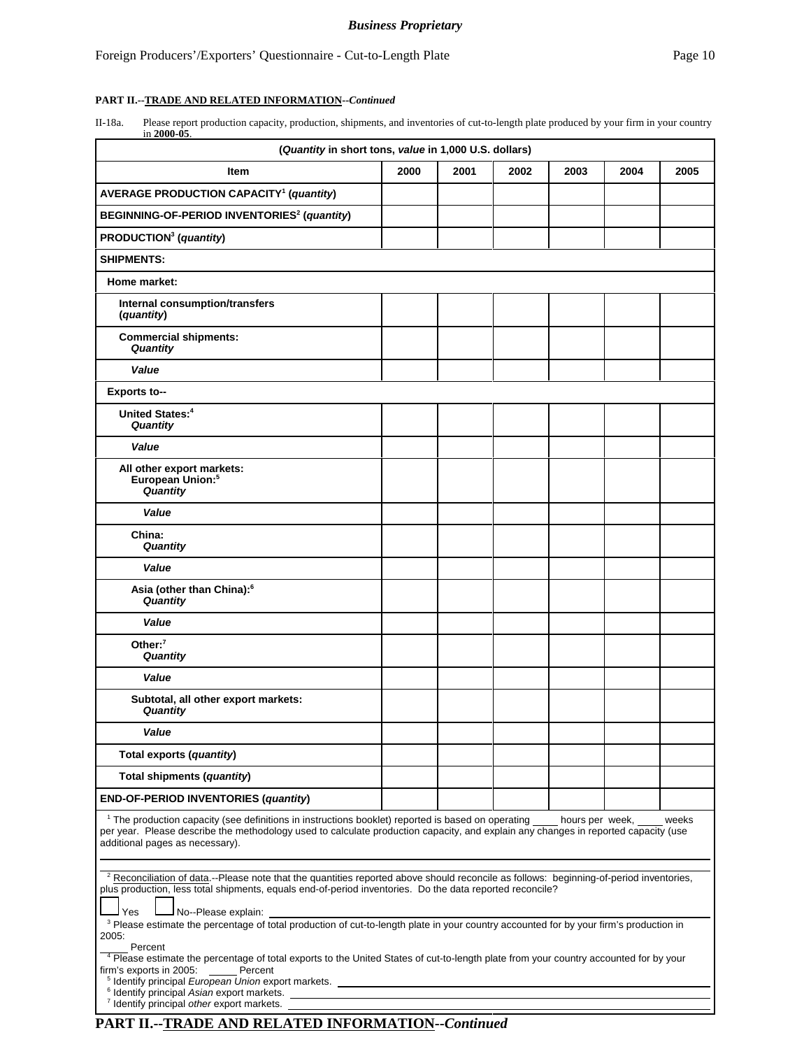**Business Proprietary**

Foreign Producers'/Exporters' Questionnaire - Cut-to-Length Plate

**PART II.--TRADE AND RELATED INFORMATION--*Continued***

II-18a. Please report production capacity, production, shipments, and inventories of cut-to-length plate produced by your firm in your country in **2000-05**.

| (*Quantity* in short tons, *value* in 1,000 U.S. dollars) | | | | | | |
|---|---|---|---|---|---|---|
| **Item** | **2000** | **2001** | **2002** | **2003** | **2004** | **2005** |
| **AVERAGE PRODUCTION CAPACITY[1] (*quantity*)** | | | | | | |
| **BEGINNING-OF-PERIOD INVENTORIES[2] (*quantity*)** | | | | | | |
| **PRODUCTION[3] (*quantity*)** | | | | | | |
| **SHIPMENTS:** | | | | | | |
| **Home market:** | | | | | | |
| **Internal consumption/transfers (*quantity*)** | | | | | | |
| **Commercial shipments: *Quantity*** | | | | | | |
| ***Value*** | | | | | | |
| **Exports to--** | | | | | | |
| **United States:[4] *Quantity*** | | | | | | |
| ***Value*** | | | | | | |
| **All other export markets: European Union:[5] *Quantity*** | | | | | | |
| ***Value*** | | | | | | |
| **China: *Quantity*** | | | | | | |
| ***Value*** | | | | | | |
| **Asia (other than China):[6] *Quantity*** | | | | | | |
| ***Value*** | | | | | | |
| **Other:[7] *Quantity*** | | | | | | |
| ***Value*** | | | | | | |
| **Subtotal, all other export markets: *Quantity*** | | | | | | |
| ***Value*** | | | | | | |
| **Total exports (*quantity*)** | | | | | | |
| **Total shipments (*quantity*)** | | | | | | |
| **END-OF-PERIOD INVENTORIES (*quantity*)** | | | | | | |

[1] The production capacity (see definitions in instructions booklet) reported is based on operating ____ hours per week, ____ weeks per year. Please describe the methodology used to calculate production capacity, and explain any changes in reported capacity (use additional pages as necessary).

[2] Reconciliation of data.--Please note that the quantities reported above should reconcile as follows: beginning-of-period inventories, plus production, less total shipments, equals end-of-period inventories. Do the data reported reconcile?

☐ Yes ☐ No--Please explain: ____________________

[3] Please estimate the percentage of total production of cut-to-length plate in your country accounted for by your firm's production in 2005:
_____ Percent

[4] Please estimate the percentage of total exports to the United States of cut-to-length plate from your country accounted for by your firm's exports in 2005: _____ Percent

[5] Identify principal *European Union* export markets. ____________________

[6] Identify principal *Asian* export markets. ____________________

[7] Identify principal *other* export markets. ____________________

**PART II.--TRADE AND RELATED INFORMATION--*Continued***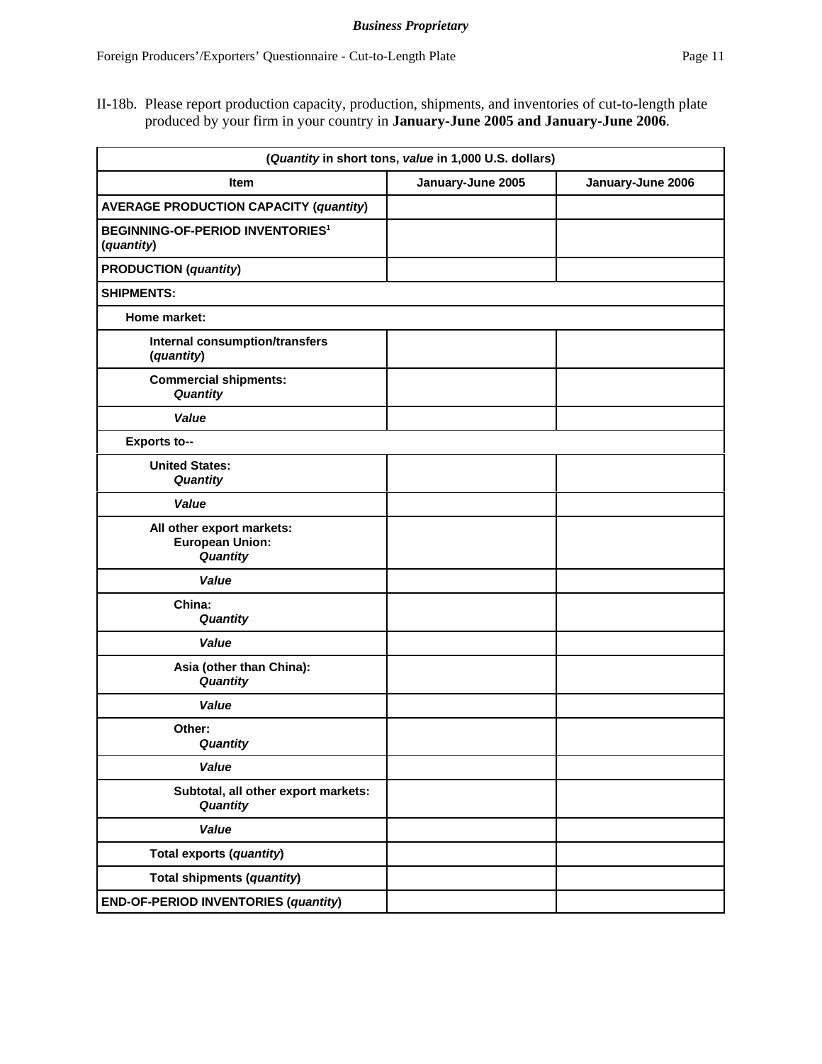*Business Proprietary*

II-18b. Please report production capacity, production, shipments, and inventories of cut-to-length plate produced by your firm in your country in **January-June 2005 and January-June 2006**.

| (*Quantity* in short tons, *value* in 1,000 U.S. dollars) | | |
|---|---|---|
| **Item** | **January-June 2005** | **January-June 2006** |
| **AVERAGE PRODUCTION CAPACITY (*quantity*)** | | |
| **BEGINNING-OF-PERIOD INVENTORIES[1] (*quantity*)** | | |
| **PRODUCTION (*quantity*)** | | |
| **SHIPMENTS:** | | |
| **Home market:** | | |
| **Internal consumption/transfers (*quantity*)** | | |
| **Commercial shipments: *Quantity*** | | |
| ***Value*** | | |
| **Exports to--** | | |
| **United States: *Quantity*** | | |
| ***Value*** | | |
| **All other export markets: European Union: *Quantity*** | | |
| ***Value*** | | |
| **China: *Quantity*** | | |
| ***Value*** | | |
| **Asia (other than China): *Quantity*** | | |
| ***Value*** | | |
| **Other: *Quantity*** | | |
| ***Value*** | | |
| **Subtotal, all other export markets: *Quantity*** | | |
| ***Value*** | | |
| **Total exports (*quantity*)** | | |
| **Total shipments (*quantity*)** | | |
| **END-OF-PERIOD INVENTORIES (*quantity*)** | | |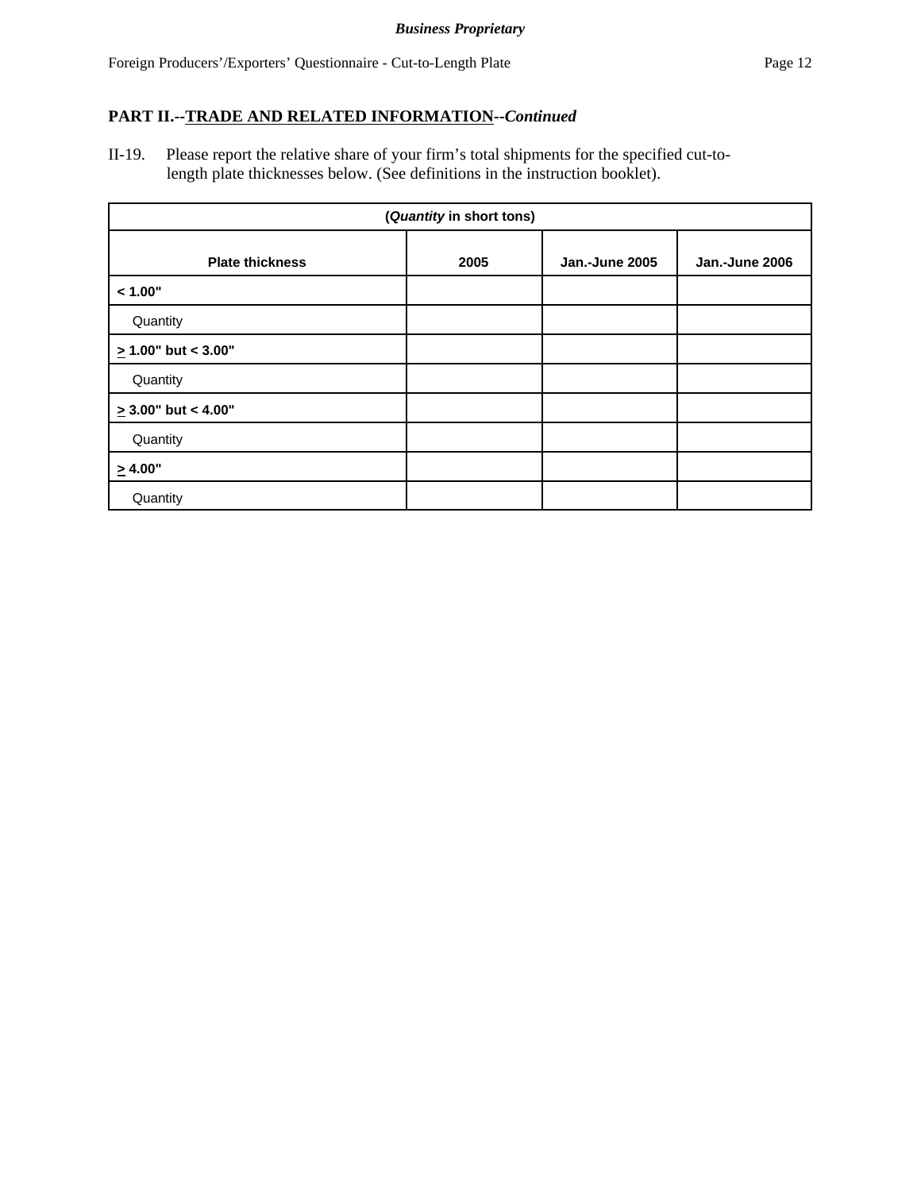**Business Proprietary**

## PART II.--TRADE AND RELATED INFORMATION--*Continued*

II-19. Please report the relative share of your firm's total shipments for the specified cut-to-length plate thicknesses below. (See definitions in the instruction booklet).

| (*Quantity* in short tons) | | | |
|---|---|---|---|
| **Plate thickness** | **2005** | **Jan.-June 2005** | **Jan.-June 2006** |
| **< 1.00"** | | | |
| Quantity | | | |
| **≥ 1.00" but < 3.00"** | | | |
| Quantity | | | |
| **≥ 3.00" but < 4.00"** | | | |
| Quantity | | | |
| **≥ 4.00"** | | | |
| Quantity | | | |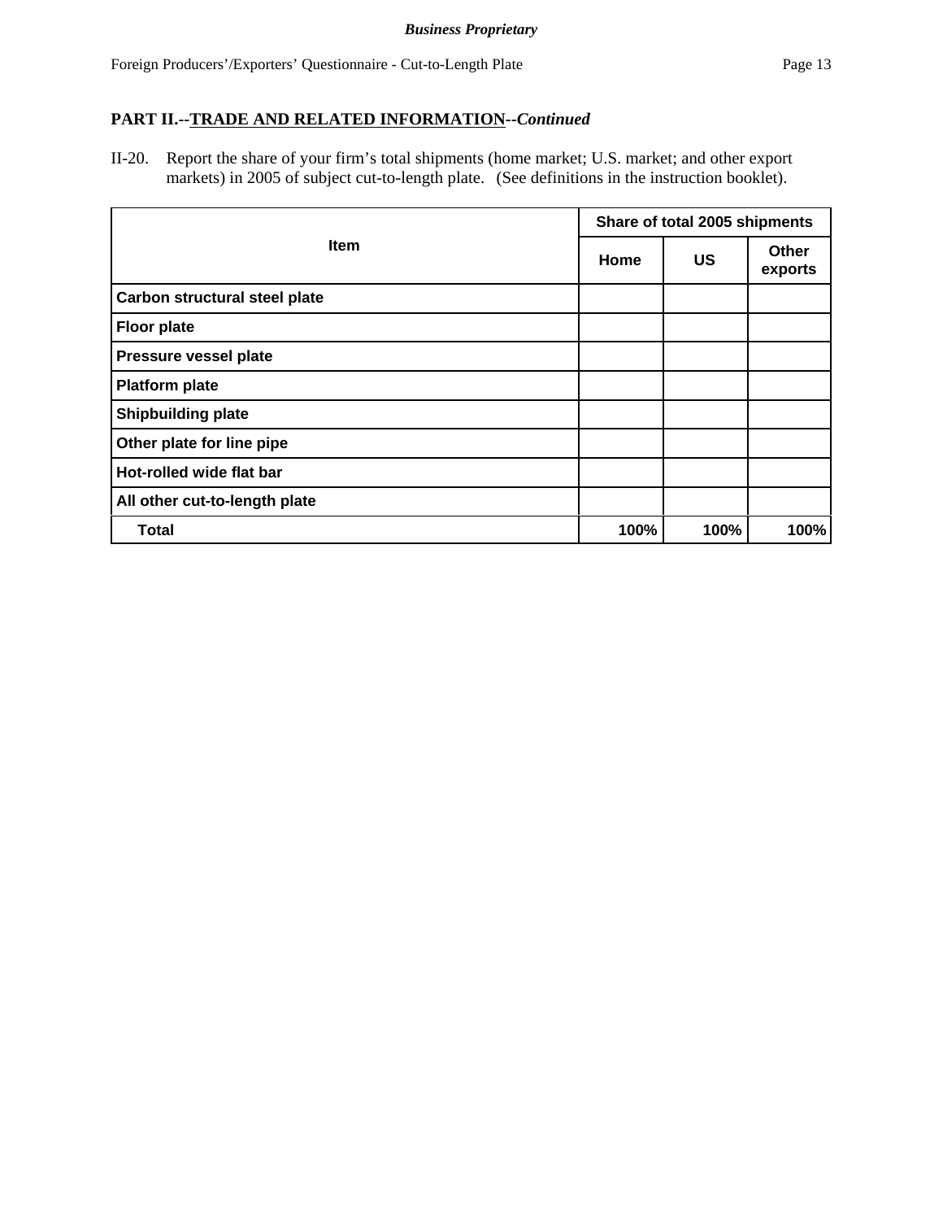**PART II.--TRADE AND RELATED INFORMATION--*Continued***

II-20. Report the share of your firm's total shipments (home market; U.S. market; and other export markets) in 2005 of subject cut-to-length plate. (See definitions in the instruction booklet).

| Item | Share of total 2005 shipments | | |
|---|---|---|---|
| | Home | US | Other exports |
| Carbon structural steel plate | | | |
| Floor plate | | | |
| Pressure vessel plate | | | |
| Platform plate | | | |
| Shipbuilding plate | | | |
| Other plate for line pipe | | | |
| Hot-rolled wide flat bar | | | |
| All other cut-to-length plate | | | |
| Total | 100% | 100% | 100% |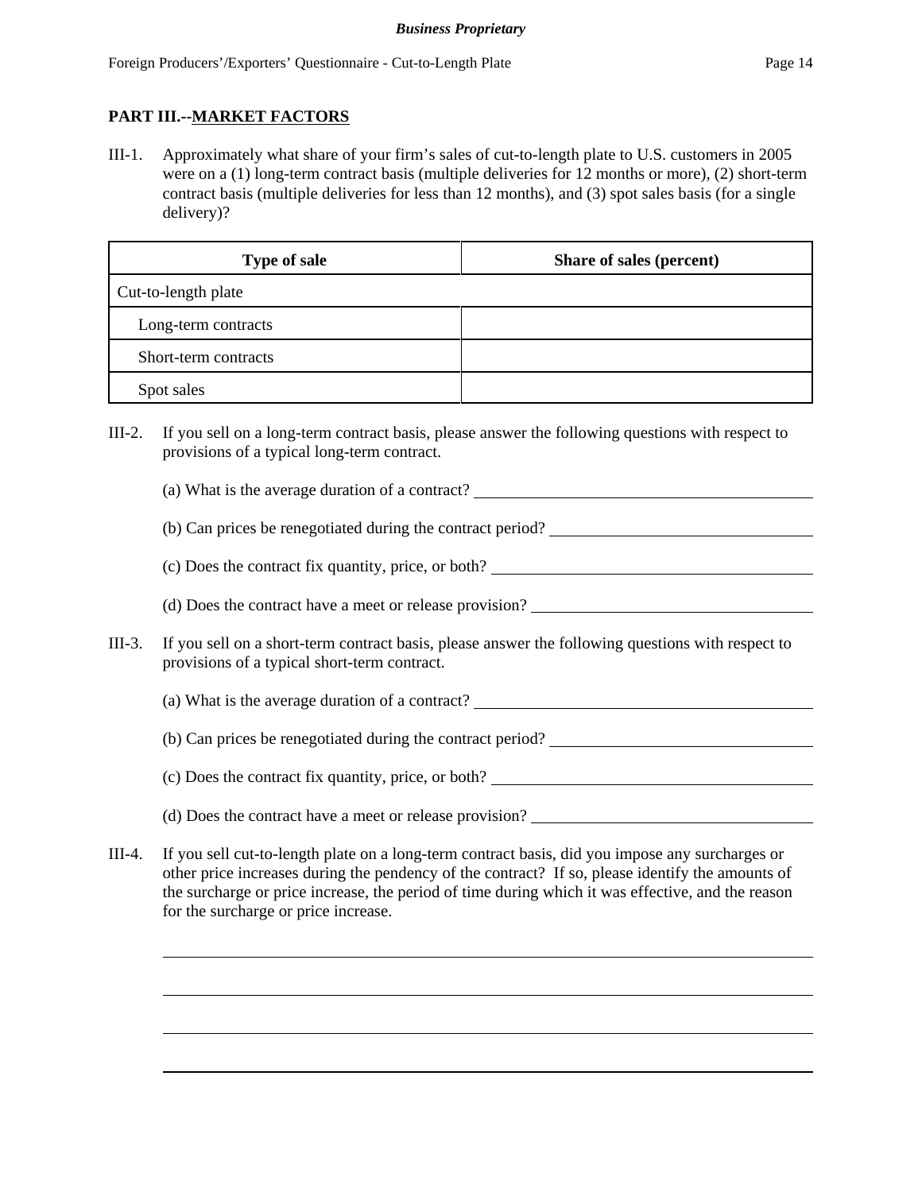## PART III.--MARKET FACTORS

III-1. Approximately what share of your firm's sales of cut-to-length plate to U.S. customers in 2005 were on a (1) long-term contract basis (multiple deliveries for 12 months or more), (2) short-term contract basis (multiple deliveries for less than 12 months), and (3) spot sales basis (for a single delivery)?

| Type of sale | Share of sales (percent) |
|---|---|
| Cut-to-length plate | |
| Long-term contracts | |
| Short-term contracts | |
| Spot sales | |

III-2. If you sell on a long-term contract basis, please answer the following questions with respect to provisions of a typical long-term contract.

(a) What is the average duration of a contract? ______________________

(b) Can prices be renegotiated during the contract period? ______________________

(c) Does the contract fix quantity, price, or both? ______________________

(d) Does the contract have a meet or release provision? ______________________

III-3. If you sell on a short-term contract basis, please answer the following questions with respect to provisions of a typical short-term contract.

(a) What is the average duration of a contract? ______________________

(b) Can prices be renegotiated during the contract period? ______________________

(c) Does the contract fix quantity, price, or both? ______________________

(d) Does the contract have a meet or release provision? ______________________

III-4. If you sell cut-to-length plate on a long-term contract basis, did you impose any surcharges or other price increases during the pendency of the contract? If so, please identify the amounts of the surcharge or price increase, the period of time during which it was effective, and the reason for the surcharge or price increase.

______________________

______________________

______________________

______________________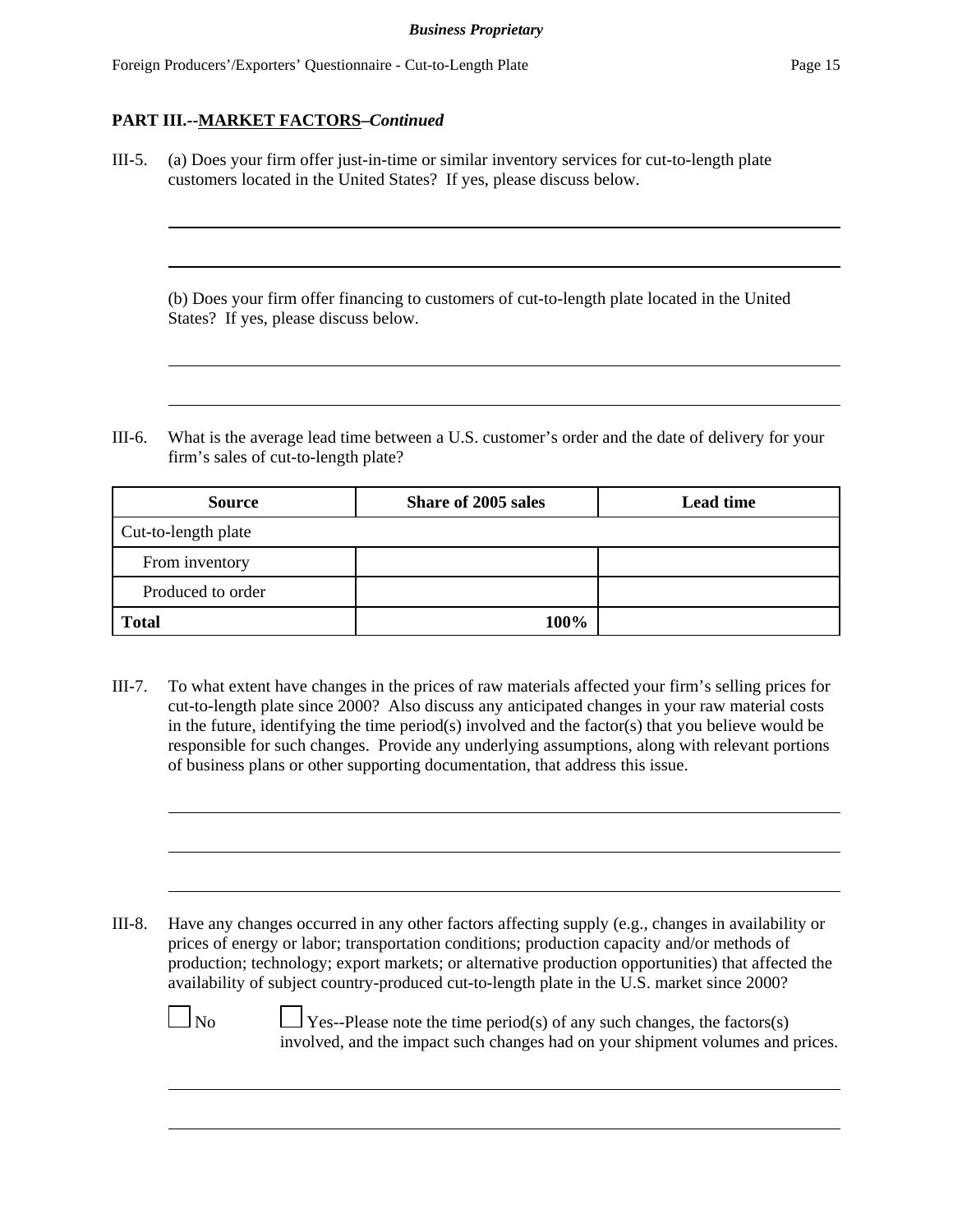**PART III.--MARKET FACTORS–*Continued***

III-5. (a) Does your firm offer just-in-time or similar inventory services for cut-to-length plate customers located in the United States? If yes, please discuss below.

(b) Does your firm offer financing to customers of cut-to-length plate located in the United States? If yes, please discuss below.

III-6. What is the average lead time between a U.S. customer's order and the date of delivery for your firm's sales of cut-to-length plate?

| Source | Share of 2005 sales | Lead time |
|---|---|---|
| Cut-to-length plate | | |
| From inventory | | |
| Produced to order | | |
| **Total** | **100%** | |

III-7. To what extent have changes in the prices of raw materials affected your firm's selling prices for cut-to-length plate since 2000? Also discuss any anticipated changes in your raw material costs in the future, identifying the time period(s) involved and the factor(s) that you believe would be responsible for such changes. Provide any underlying assumptions, along with relevant portions of business plans or other supporting documentation, that address this issue.

III-8. Have any changes occurred in any other factors affecting supply (e.g., changes in availability or prices of energy or labor; transportation conditions; production capacity and/or methods of production; technology; export markets; or alternative production opportunities) that affected the availability of subject country-produced cut-to-length plate in the U.S. market since 2000?

☐ No ☐ Yes--Please note the time period(s) of any such changes, the factors(s) involved, and the impact such changes had on your shipment volumes and prices.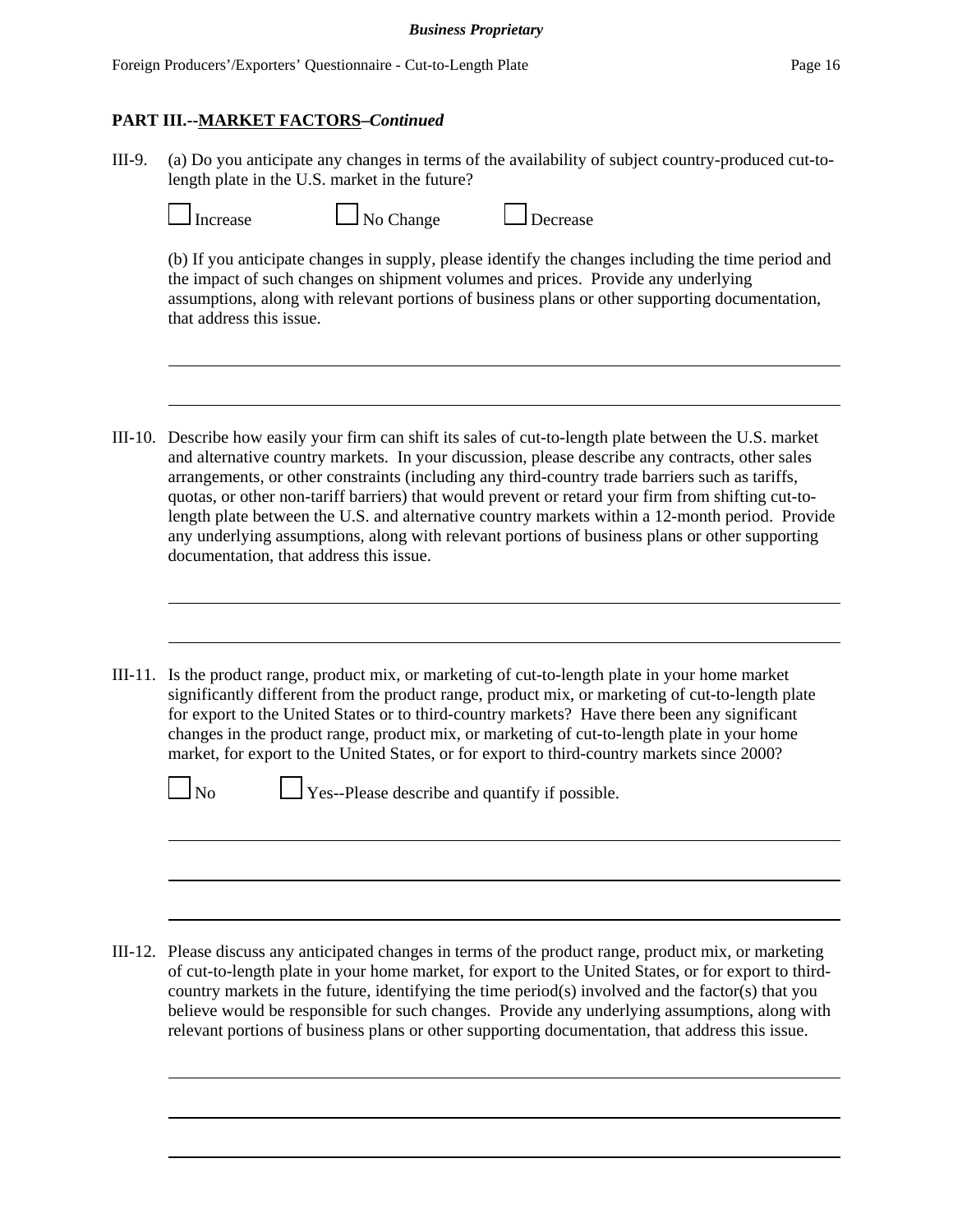**PART III.--MARKET FACTORS–*Continued***

III-9. (a) Do you anticipate any changes in terms of the availability of subject country-produced cut-to-length plate in the U.S. market in the future?

☐ Increase ☐ No Change ☐ Decrease

(b) If you anticipate changes in supply, please identify the changes including the time period and the impact of such changes on shipment volumes and prices. Provide any underlying assumptions, along with relevant portions of business plans or other supporting documentation, that address this issue.

III-10. Describe how easily your firm can shift its sales of cut-to-length plate between the U.S. market and alternative country markets. In your discussion, please describe any contracts, other sales arrangements, or other constraints (including any third-country trade barriers such as tariffs, quotas, or other non-tariff barriers) that would prevent or retard your firm from shifting cut-to-length plate between the U.S. and alternative country markets within a 12-month period. Provide any underlying assumptions, along with relevant portions of business plans or other supporting documentation, that address this issue.

III-11. Is the product range, product mix, or marketing of cut-to-length plate in your home market significantly different from the product range, product mix, or marketing of cut-to-length plate for export to the United States or to third-country markets? Have there been any significant changes in the product range, product mix, or marketing of cut-to-length plate in your home market, for export to the United States, or for export to third-country markets since 2000?

☐ No ☐ Yes--Please describe and quantify if possible.

III-12. Please discuss any anticipated changes in terms of the product range, product mix, or marketing of cut-to-length plate in your home market, for export to the United States, or for export to third-country markets in the future, identifying the time period(s) involved and the factor(s) that you believe would be responsible for such changes. Provide any underlying assumptions, along with relevant portions of business plans or other supporting documentation, that address this issue.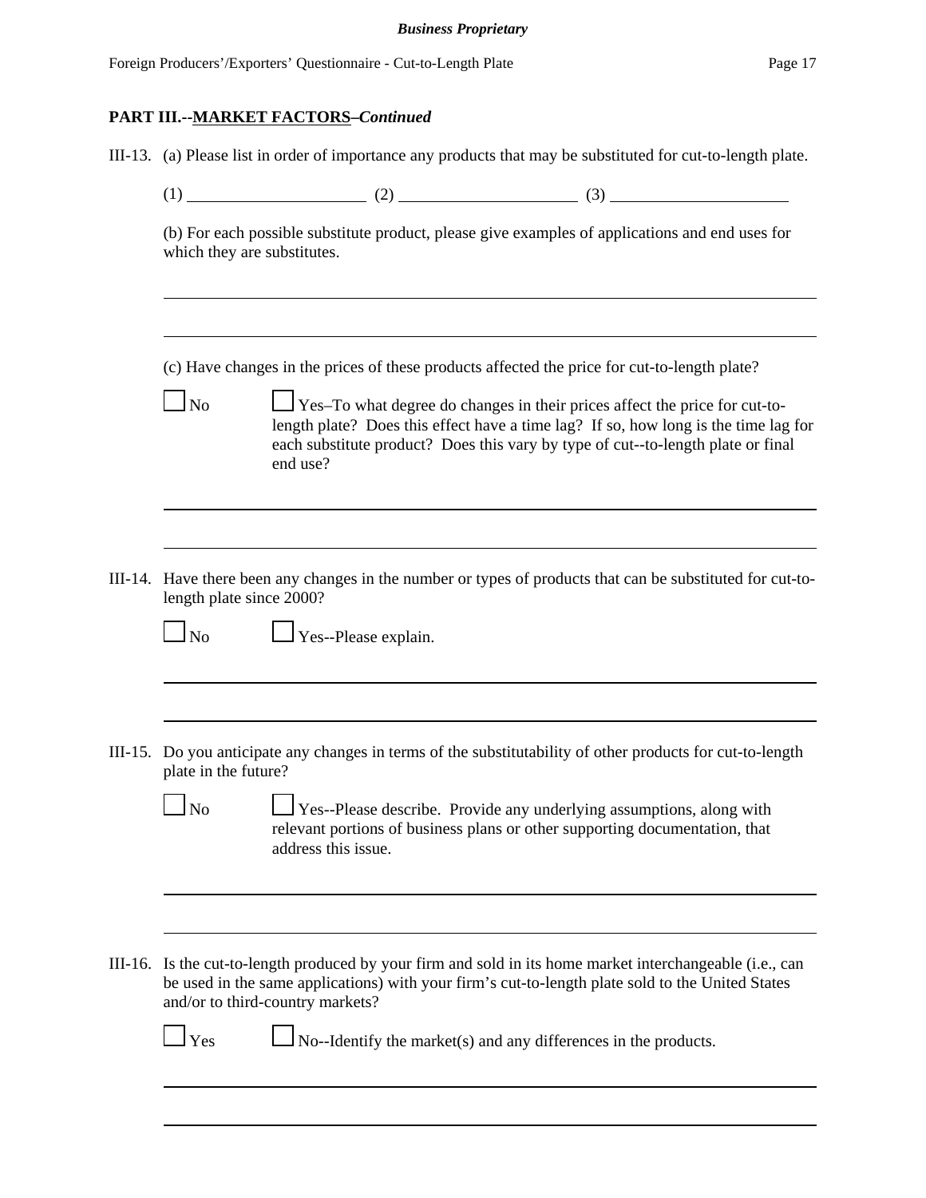## PART III.--MARKET FACTORS–*Continued*

III-13. (a) Please list in order of importance any products that may be substituted for cut-to-length plate.

(1) \_\_\_\_\_\_\_\_\_\_\_\_\_\_\_\_\_\_\_\_ (2) \_\_\_\_\_\_\_\_\_\_\_\_\_\_\_\_\_\_\_\_ (3) \_\_\_\_\_\_\_\_\_\_\_\_\_\_\_\_\_\_\_\_

(b) For each possible substitute product, please give examples of applications and end uses for which they are substitutes.

---

---

(c) Have changes in the prices of these products affected the price for cut-to-length plate?

☐ No ☐ Yes–To what degree do changes in their prices affect the price for cut-to-length plate? Does this effect have a time lag? If so, how long is the time lag for each substitute product? Does this vary by type of cut--to-length plate or final end use?

---

---

III-14. Have there been any changes in the number or types of products that can be substituted for cut-to-length plate since 2000?

☐ No ☐ Yes--Please explain.

---

---

III-15. Do you anticipate any changes in terms of the substitutability of other products for cut-to-length plate in the future?

☐ No ☐ Yes--Please describe. Provide any underlying assumptions, along with relevant portions of business plans or other supporting documentation, that address this issue.

---

---

III-16. Is the cut-to-length produced by your firm and sold in its home market interchangeable (i.e., can be used in the same applications) with your firm's cut-to-length plate sold to the United States and/or to third-country markets?

☐ Yes ☐ No--Identify the market(s) and any differences in the products.

---

---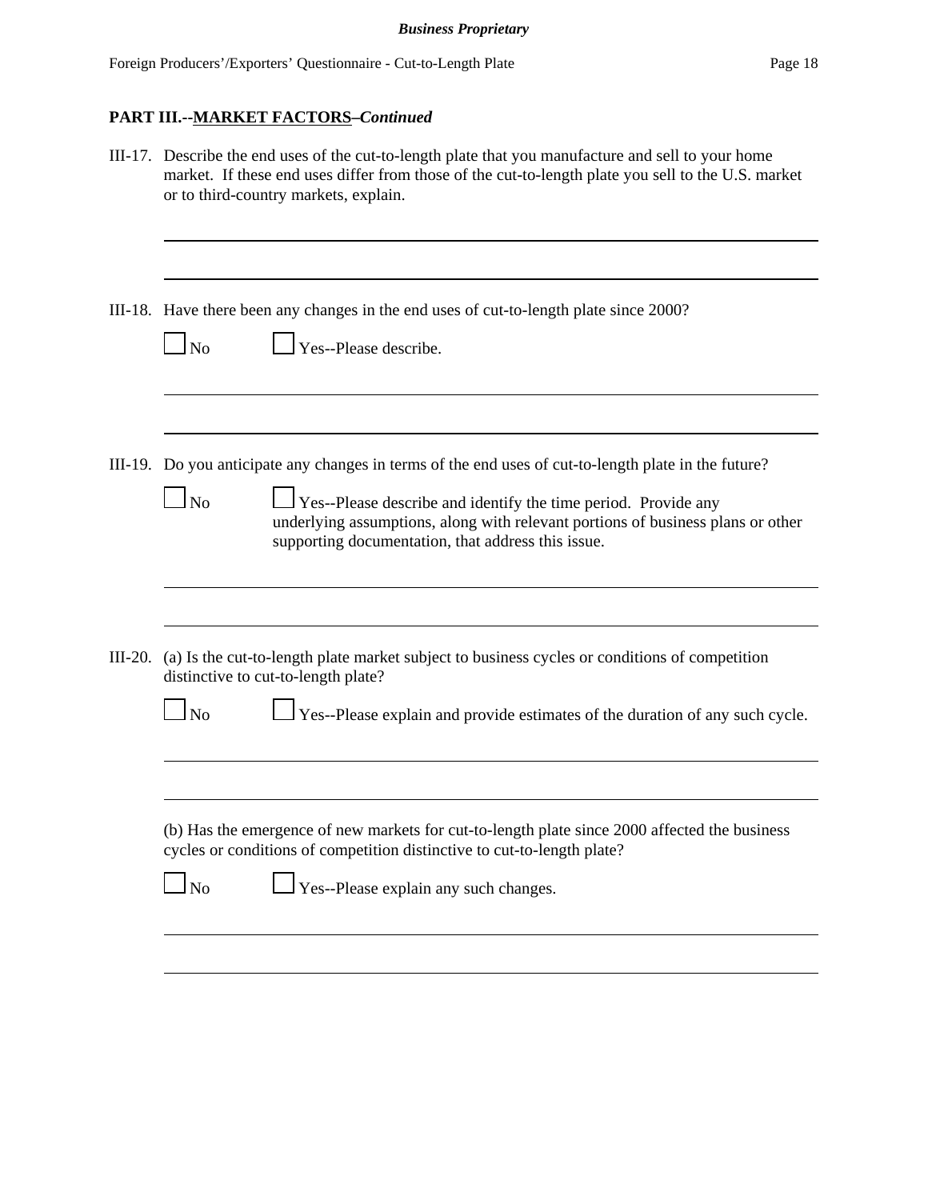**PART III.--MARKET FACTORS–*Continued***

III-17. Describe the end uses of the cut-to-length plate that you manufacture and sell to your home market. If these end uses differ from those of the cut-to-length plate you sell to the U.S. market or to third-country markets, explain.

______________________________________________________________________________

______________________________________________________________________________

III-18. Have there been any changes in the end uses of cut-to-length plate since 2000?

☐ No ☐ Yes--Please describe.

______________________________________________________________________________

______________________________________________________________________________

III-19. Do you anticipate any changes in terms of the end uses of cut-to-length plate in the future?

☐ No ☐ Yes--Please describe and identify the time period. Provide any underlying assumptions, along with relevant portions of business plans or other supporting documentation, that address this issue.

______________________________________________________________________________

______________________________________________________________________________

III-20. (a) Is the cut-to-length plate market subject to business cycles or conditions of competition distinctive to cut-to-length plate?

☐ No ☐ Yes--Please explain and provide estimates of the duration of any such cycle.

______________________________________________________________________________

______________________________________________________________________________

(b) Has the emergence of new markets for cut-to-length plate since 2000 affected the business cycles or conditions of competition distinctive to cut-to-length plate?

☐ No ☐ Yes--Please explain any such changes.

______________________________________________________________________________

______________________________________________________________________________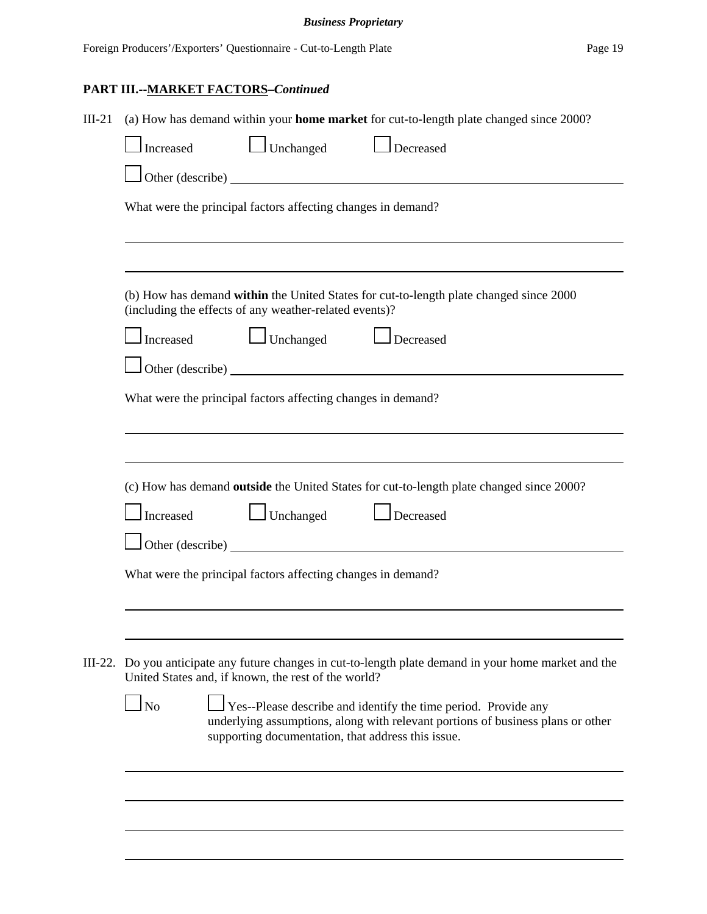## PART III.--MARKET FACTORS–*Continued*

III-21 (a) How has demand within your **home market** for cut-to-length plate changed since 2000?

☐ Increased ☐ Unchanged ☐ Decreased

☐ Other (describe) ____________________________________________

What were the principal factors affecting changes in demand?

____________________________________________

____________________________________________

(b) How has demand **within** the United States for cut-to-length plate changed since 2000 (including the effects of any weather-related events)?

☐ Increased ☐ Unchanged ☐ Decreased

☐ Other (describe) ____________________________________________

What were the principal factors affecting changes in demand?

____________________________________________

____________________________________________

(c) How has demand **outside** the United States for cut-to-length plate changed since 2000?

☐ Increased ☐ Unchanged ☐ Decreased

☐ Other (describe) ____________________________________________

What were the principal factors affecting changes in demand?

____________________________________________

____________________________________________

III-22. Do you anticipate any future changes in cut-to-length plate demand in your home market and the United States and, if known, the rest of the world?

☐ No ☐ Yes--Please describe and identify the time period. Provide any underlying assumptions, along with relevant portions of business plans or other supporting documentation, that address this issue.

____________________________________________

____________________________________________

____________________________________________

____________________________________________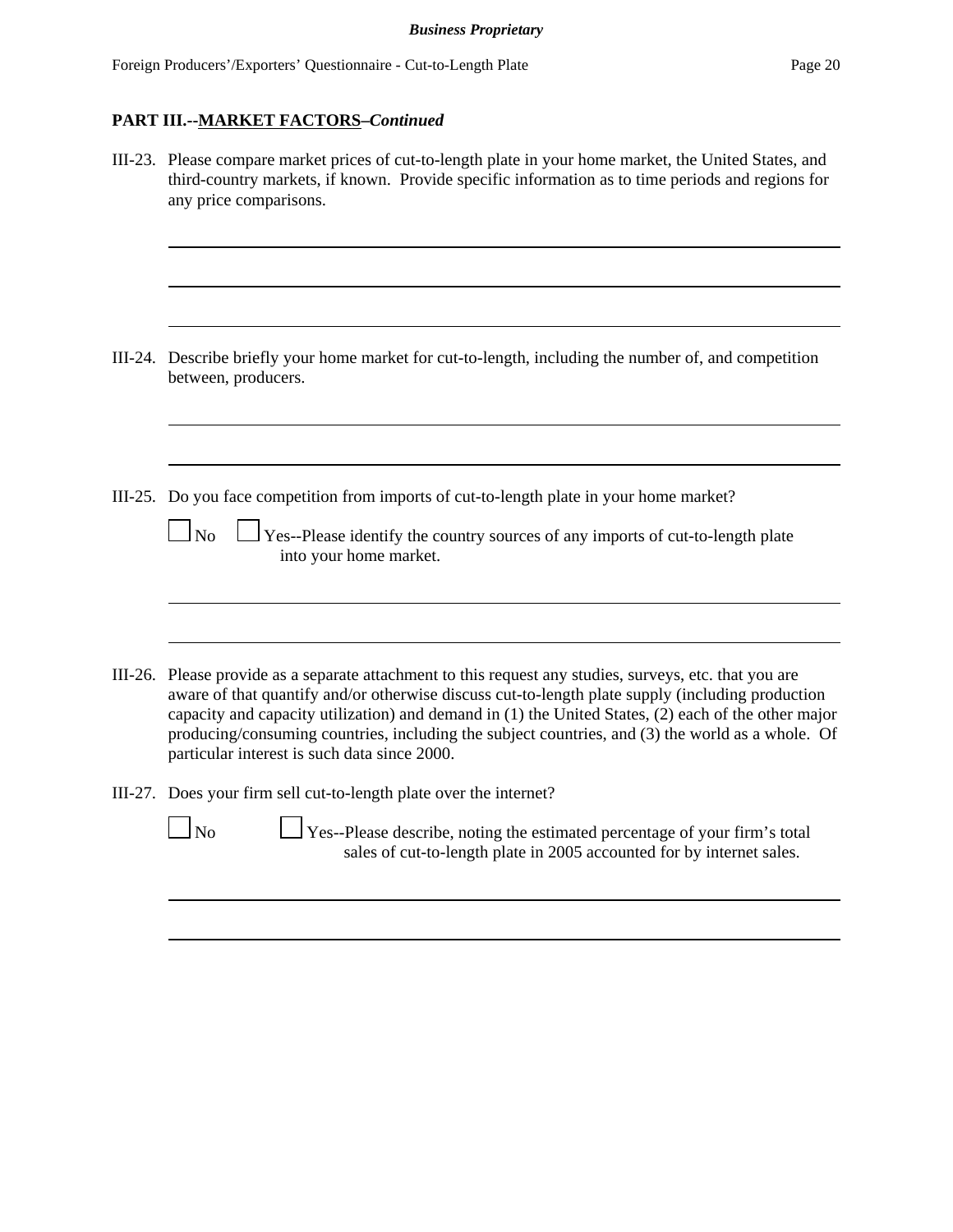**PART III.--MARKET FACTORS–*Continued***

III-23. Please compare market prices of cut-to-length plate in your home market, the United States, and third-country markets, if known. Provide specific information as to time periods and regions for any price comparisons.

III-24. Describe briefly your home market for cut-to-length, including the number of, and competition between, producers.

III-25. Do you face competition from imports of cut-to-length plate in your home market?

☐ No ☐ Yes--Please identify the country sources of any imports of cut-to-length plate into your home market.

III-26. Please provide as a separate attachment to this request any studies, surveys, etc. that you are aware of that quantify and/or otherwise discuss cut-to-length plate supply (including production capacity and capacity utilization) and demand in (1) the United States, (2) each of the other major producing/consuming countries, including the subject countries, and (3) the world as a whole. Of particular interest is such data since 2000.

III-27. Does your firm sell cut-to-length plate over the internet?

☐ No ☐ Yes--Please describe, noting the estimated percentage of your firm's total sales of cut-to-length plate in 2005 accounted for by internet sales.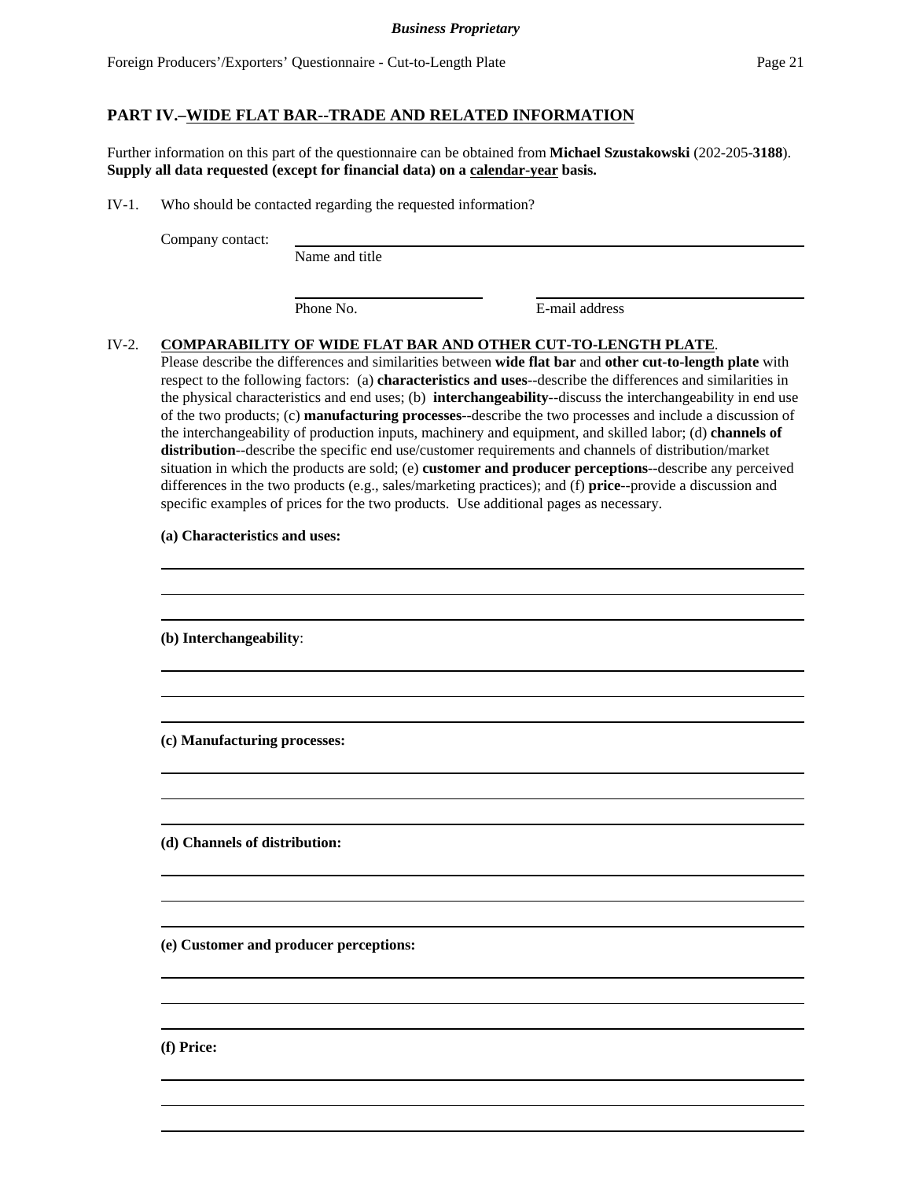## PART IV.–WIDE FLAT BAR--TRADE AND RELATED INFORMATION

Further information on this part of the questionnaire can be obtained from **Michael Szustakowski** (202-205-**3188**). **Supply all data requested (except for financial data) on a calendar-year basis.**

IV-1. Who should be contacted regarding the requested information?

Company contact: ______________________________
Name and title

______________________ ______________________
Phone No. E-mail address

IV-2. **COMPARABILITY OF WIDE FLAT BAR AND OTHER CUT-TO-LENGTH PLATE**. Please describe the differences and similarities between **wide flat bar** and **other cut-to-length plate** with respect to the following factors: (a) **characteristics and uses**--describe the differences and similarities in the physical characteristics and end uses; (b) **interchangeability**--discuss the interchangeability in end use of the two products; (c) **manufacturing processes**--describe the two processes and include a discussion of the interchangeability of production inputs, machinery and equipment, and skilled labor; (d) **channels of distribution**--describe the specific end use/customer requirements and channels of distribution/market situation in which the products are sold; (e) **customer and producer perceptions**--describe any perceived differences in the two products (e.g., sales/marketing practices); and (f) **price**--provide a discussion and specific examples of prices for the two products. Use additional pages as necessary.

**(a) Characteristics and uses:**

______________________________

**(b) Interchangeability**:

______________________________

**(c) Manufacturing processes:**

______________________________

**(d) Channels of distribution:**

______________________________

**(e) Customer and producer perceptions:**

______________________________

**(f) Price:**

______________________________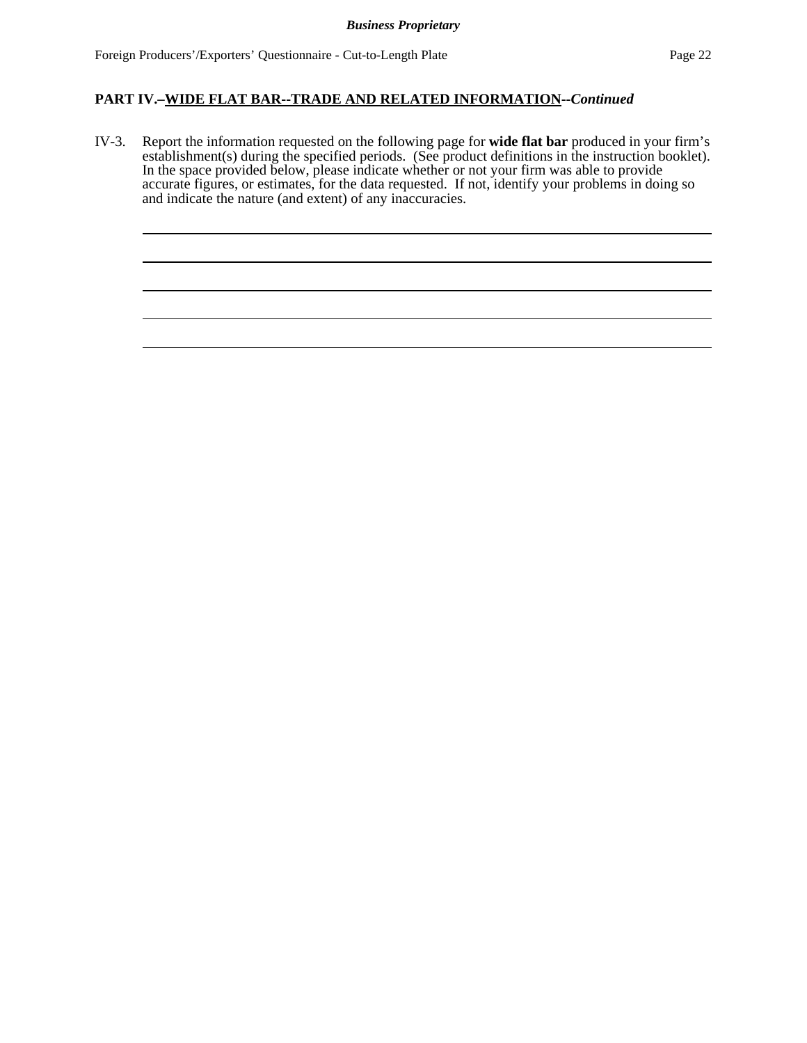## PART IV.–WIDE FLAT BAR--TRADE AND RELATED INFORMATION--*Continued*

IV-3. Report the information requested on the following page for **wide flat bar** produced in your firm's establishment(s) during the specified periods. (See product definitions in the instruction booklet). In the space provided below, please indicate whether or not your firm was able to provide accurate figures, or estimates, for the data requested. If not, identify your problems in doing so and indicate the nature (and extent) of any inaccuracies.

\_\_\_\_\_\_\_\_\_\_\_\_\_\_\_\_\_\_\_\_\_\_\_\_\_\_\_\_\_\_\_\_\_\_\_\_\_\_\_\_\_\_\_\_\_\_\_\_\_\_\_\_\_\_\_\_\_\_\_\_\_\_\_\_\_\_\_\_\_\_

\_\_\_\_\_\_\_\_\_\_\_\_\_\_\_\_\_\_\_\_\_\_\_\_\_\_\_\_\_\_\_\_\_\_\_\_\_\_\_\_\_\_\_\_\_\_\_\_\_\_\_\_\_\_\_\_\_\_\_\_\_\_\_\_\_\_\_\_\_\_

\_\_\_\_\_\_\_\_\_\_\_\_\_\_\_\_\_\_\_\_\_\_\_\_\_\_\_\_\_\_\_\_\_\_\_\_\_\_\_\_\_\_\_\_\_\_\_\_\_\_\_\_\_\_\_\_\_\_\_\_\_\_\_\_\_\_\_\_\_\_

\_\_\_\_\_\_\_\_\_\_\_\_\_\_\_\_\_\_\_\_\_\_\_\_\_\_\_\_\_\_\_\_\_\_\_\_\_\_\_\_\_\_\_\_\_\_\_\_\_\_\_\_\_\_\_\_\_\_\_\_\_\_\_\_\_\_\_\_\_\_

\_\_\_\_\_\_\_\_\_\_\_\_\_\_\_\_\_\_\_\_\_\_\_\_\_\_\_\_\_\_\_\_\_\_\_\_\_\_\_\_\_\_\_\_\_\_\_\_\_\_\_\_\_\_\_\_\_\_\_\_\_\_\_\_\_\_\_\_\_\_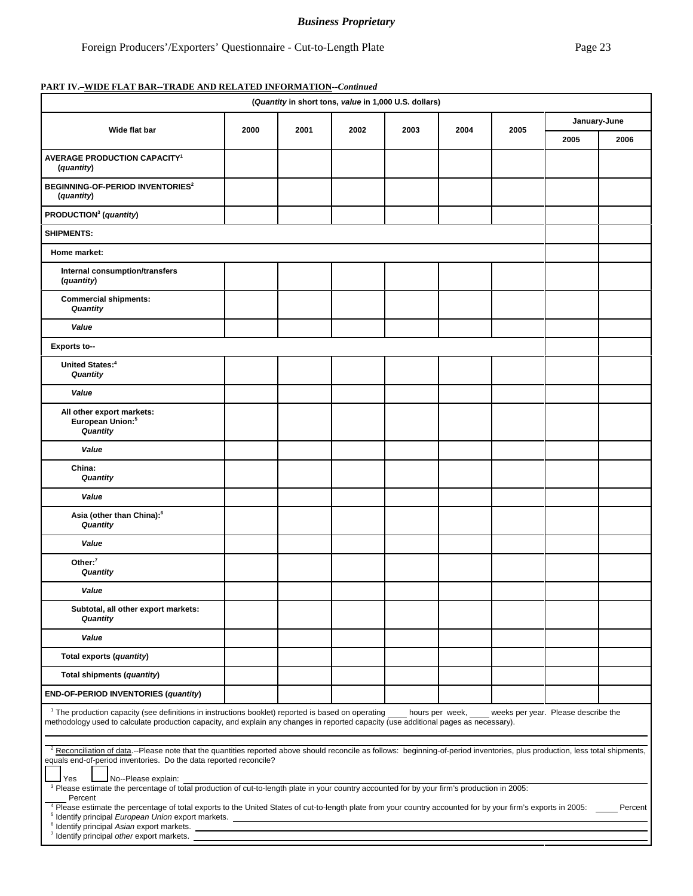**PART IV.–WIDE FLAT BAR--TRADE AND RELATED INFORMATION--*Continued***

| (*Quantity* in short tons, *value* in 1,000 U.S. dollars) | | | | | | | | |
|---|---|---|---|---|---|---|---|---|
| Wide flat bar | 2000 | 2001 | 2002 | 2003 | 2004 | 2005 | January-June | |
| | | | | | | | 2005 | 2006 |
| **AVERAGE PRODUCTION CAPACITY[1] (*quantity*)** | | | | | | | | |
| **BEGINNING-OF-PERIOD INVENTORIES[2] (*quantity*)** | | | | | | | | |
| **PRODUCTION[3] (*quantity*)** | | | | | | | | |
| **SHIPMENTS:** | | | | | | | | |
| **Home market:** | | | | | | | | |
| **Internal consumption/transfers (*quantity*)** | | | | | | | | |
| **Commercial shipments: *Quantity*** | | | | | | | | |
| ***Value*** | | | | | | | | |
| **Exports to--** | | | | | | | | |
| **United States:[4] *Quantity*** | | | | | | | | |
| ***Value*** | | | | | | | | |
| **All other export markets: European Union:[5] *Quantity*** | | | | | | | | |
| ***Value*** | | | | | | | | |
| **China: *Quantity*** | | | | | | | | |
| ***Value*** | | | | | | | | |
| **Asia (other than China):[6] *Quantity*** | | | | | | | | |
| ***Value*** | | | | | | | | |
| **Other:[7] *Quantity*** | | | | | | | | |
| ***Value*** | | | | | | | | |
| **Subtotal, all other export markets: *Quantity*** | | | | | | | | |
| ***Value*** | | | | | | | | |
| **Total exports (*quantity*)** | | | | | | | | |
| **Total shipments (*quantity*)** | | | | | | | | |
| **END-OF-PERIOD INVENTORIES (*quantity*)** | | | | | | | | |

[1] The production capacity (see definitions in instructions booklet) reported is based on operating ____ hours per week, ____ weeks per year. Please describe the methodology used to calculate production capacity, and explain any changes in reported capacity (use additional pages as necessary).

[2] Reconciliation of data.--Please note that the quantities reported above should reconcile as follows: beginning-of-period inventories, plus production, less total shipments, equals end-of-period inventories. Do the data reported reconcile?

☐ Yes ☐ No--Please explain: ____________

[3] Please estimate the percentage of total production of cut-to-length plate in your country accounted for by your firm's production in 2005: _____ Percent

[4] Please estimate the percentage of total exports to the United States of cut-to-length plate from your country accounted for by your firm's exports in 2005: _____ Percent

[5] Identify principal *European Union* export markets. ____________

[6] Identify principal *Asian* export markets. ____________

[7] Identify principal *other* export markets. ____________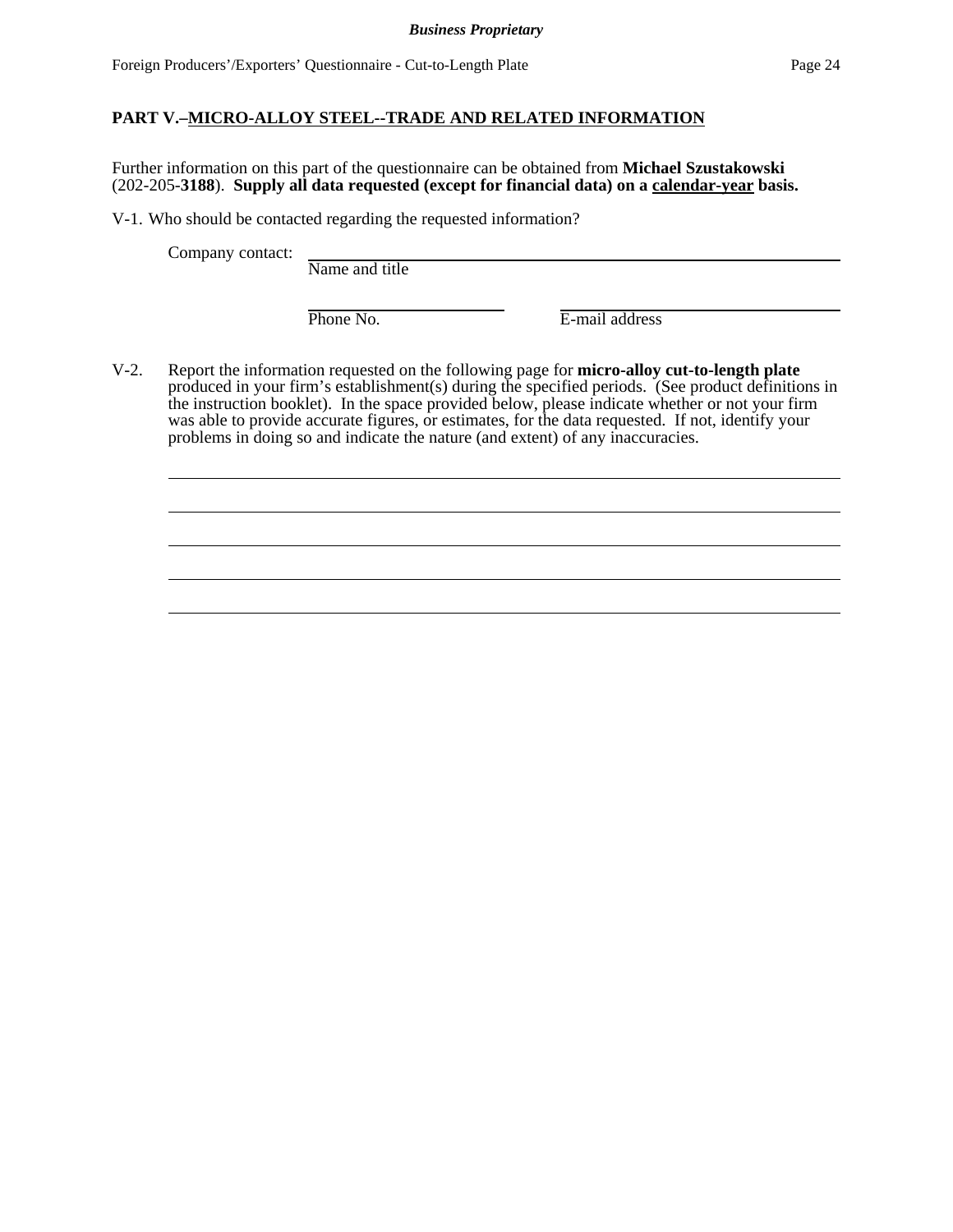**PART V.–MICRO-ALLOY STEEL--TRADE AND RELATED INFORMATION**

Further information on this part of the questionnaire can be obtained from **Michael Szustakowski** (202-205-**3188**). **Supply all data requested (except for financial data) on a calendar-year basis.**

V-1. Who should be contacted regarding the requested information?

Company contact: ______________________________
Name and title

______________________ ______________________
Phone No. E-mail address

V-2. Report the information requested on the following page for **micro-alloy cut-to-length plate** produced in your firm's establishment(s) during the specified periods. (See product definitions in the instruction booklet). In the space provided below, please indicate whether or not your firm was able to provide accurate figures, or estimates, for the data requested. If not, identify your problems in doing so and indicate the nature (and extent) of any inaccuracies.

______________________________________________________________________

______________________________________________________________________

______________________________________________________________________

______________________________________________________________________

______________________________________________________________________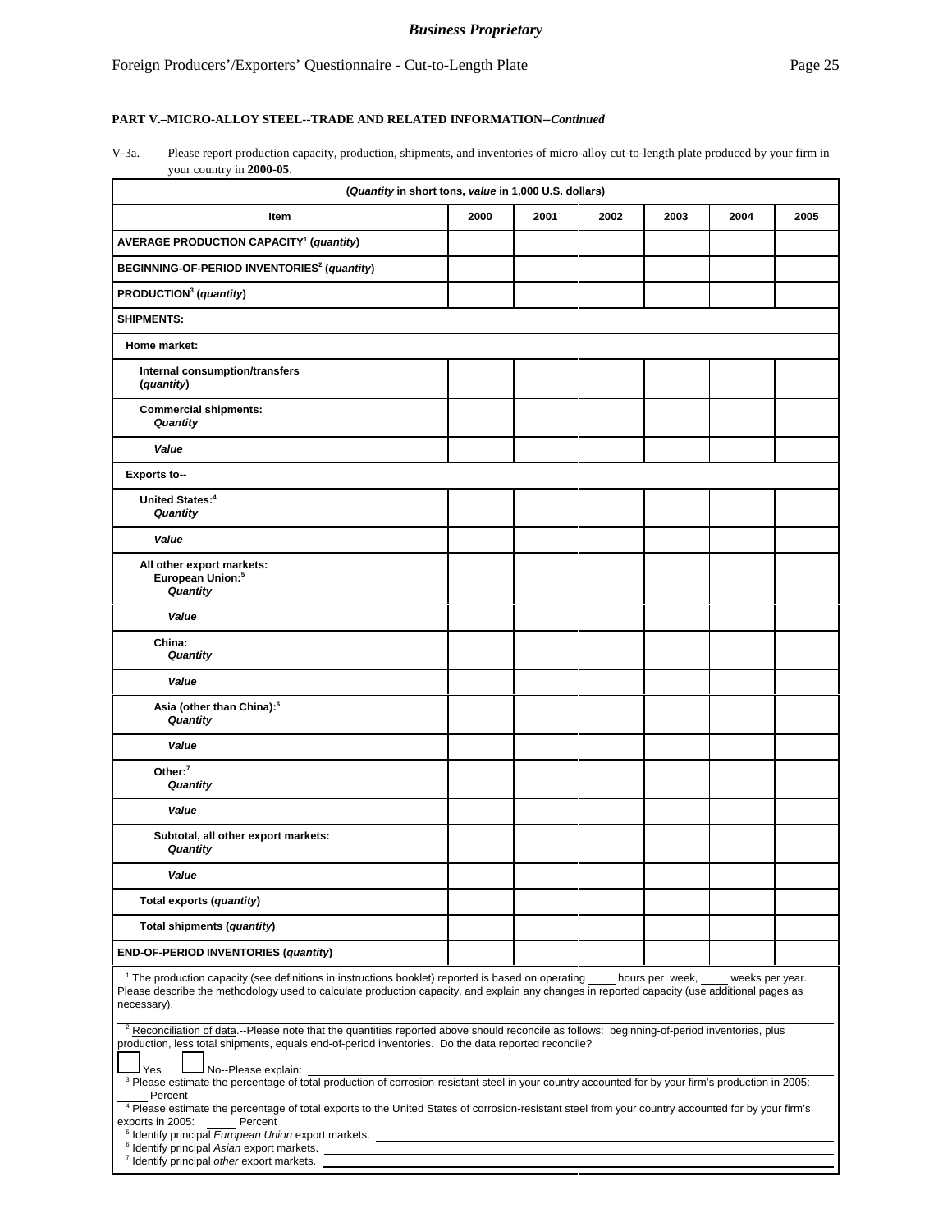**PART V.–MICRO-ALLOY STEEL--TRADE AND RELATED INFORMATION--*Continued***

V-3a. Please report production capacity, production, shipments, and inventories of micro-alloy cut-to-length plate produced by your firm in your country in **2000-05**.

| (*Quantity* in short tons, *value* in 1,000 U.S. dollars) | | | | | | |
|---|---|---|---|---|---|---|
| **Item** | **2000** | **2001** | **2002** | **2003** | **2004** | **2005** |
| **AVERAGE PRODUCTION CAPACITY[1] (*quantity*)** | | | | | | |
| **BEGINNING-OF-PERIOD INVENTORIES[2] (*quantity*)** | | | | | | |
| **PRODUCTION[3] (*quantity*)** | | | | | | |
| **SHIPMENTS:** | | | | | | |
| **Home market:** | | | | | | |
| **Internal consumption/transfers (*quantity*)** | | | | | | |
| **Commercial shipments: *Quantity*** | | | | | | |
| ***Value*** | | | | | | |
| **Exports to--** | | | | | | |
| **United States:[4] *Quantity*** | | | | | | |
| ***Value*** | | | | | | |
| **All other export markets: European Union:[5] *Quantity*** | | | | | | |
| ***Value*** | | | | | | |
| **China: *Quantity*** | | | | | | |
| ***Value*** | | | | | | |
| **Asia (other than China):[6] *Quantity*** | | | | | | |
| ***Value*** | | | | | | |
| **Other:[7] *Quantity*** | | | | | | |
| ***Value*** | | | | | | |
| **Subtotal, all other export markets: *Quantity*** | | | | | | |
| ***Value*** | | | | | | |
| **Total exports (*quantity*)** | | | | | | |
| **Total shipments (*quantity*)** | | | | | | |
| **END-OF-PERIOD INVENTORIES (*quantity*)** | | | | | | |

[1] The production capacity (see definitions in instructions booklet) reported is based on operating ____ hours per week, ____ weeks per year. Please describe the methodology used to calculate production capacity, and explain any changes in reported capacity (use additional pages as necessary).

[2] Reconciliation of data.--Please note that the quantities reported above should reconcile as follows: beginning-of-period inventories, plus production, less total shipments, equals end-of-period inventories. Do the data reported reconcile?

☐ Yes ☐ No--Please explain: ______

[3] Please estimate the percentage of total production of corrosion-resistant steel in your country accounted for by your firm's production in 2005: _____ Percent

[4] Please estimate the percentage of total exports to the United States of corrosion-resistant steel from your country accounted for by your firm's exports in 2005: _____ Percent

[5] Identify principal *European Union* export markets. ______

[6] Identify principal *Asian* export markets. ______

[7] Identify principal *other* export markets. ______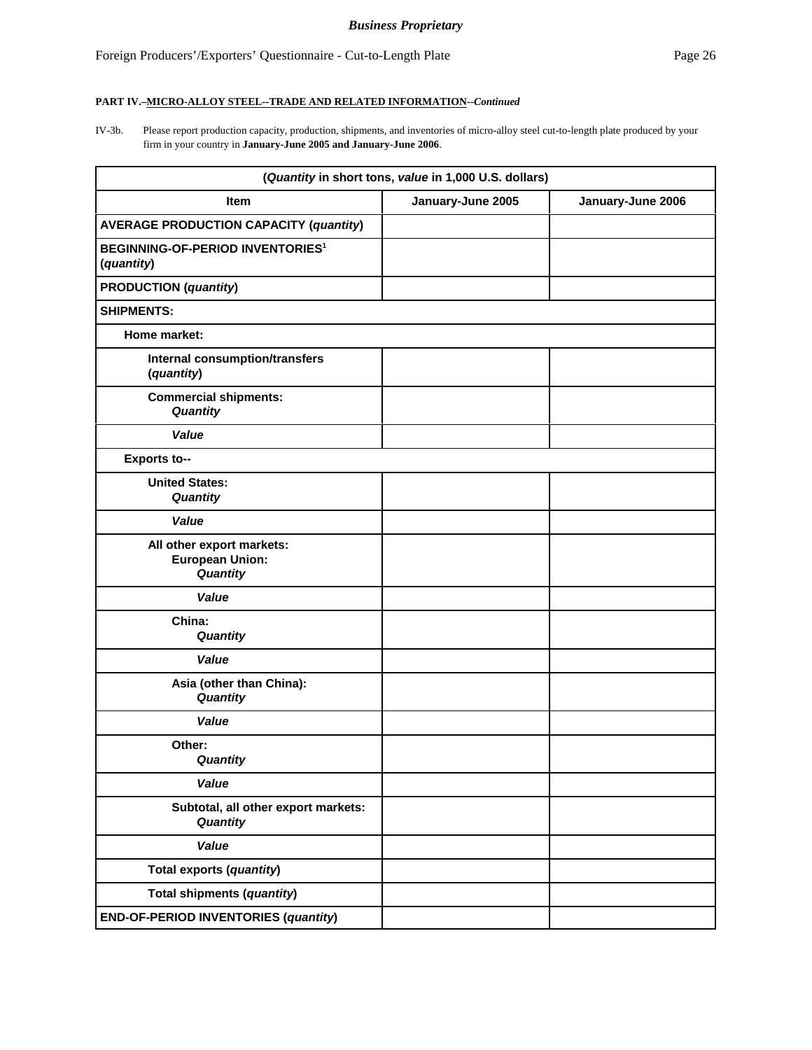**PART IV.–MICRO-ALLOY STEEL--TRADE AND RELATED INFORMATION**--*Continued*

IV-3b. Please report production capacity, production, shipments, and inventories of micro-alloy steel cut-to-length plate produced by your firm in your country in **January-June 2005 and January-June 2006**.

| (*Quantity* in short tons, *value* in 1,000 U.S. dollars) | | |
|---|---|---|
| **Item** | **January-June 2005** | **January-June 2006** |
| **AVERAGE PRODUCTION CAPACITY (*quantity*)** | | |
| **BEGINNING-OF-PERIOD INVENTORIES[1] (*quantity*)** | | |
| **PRODUCTION (*quantity*)** | | |
| **SHIPMENTS:** | | |
| **Home market:** | | |
| **Internal consumption/transfers (*quantity*)** | | |
| **Commercial shipments:** ***Quantity*** | | |
| ***Value*** | | |
| **Exports to--** | | |
| **United States:** ***Quantity*** | | |
| ***Value*** | | |
| **All other export markets: European Union:** ***Quantity*** | | |
| ***Value*** | | |
| **China:** ***Quantity*** | | |
| ***Value*** | | |
| **Asia (other than China):** ***Quantity*** | | |
| ***Value*** | | |
| **Other:** ***Quantity*** | | |
| ***Value*** | | |
| **Subtotal, all other export markets:** ***Quantity*** | | |
| ***Value*** | | |
| **Total exports (*quantity*)** | | |
| **Total shipments (*quantity*)** | | |
| **END-OF-PERIOD INVENTORIES (*quantity*)** | | |